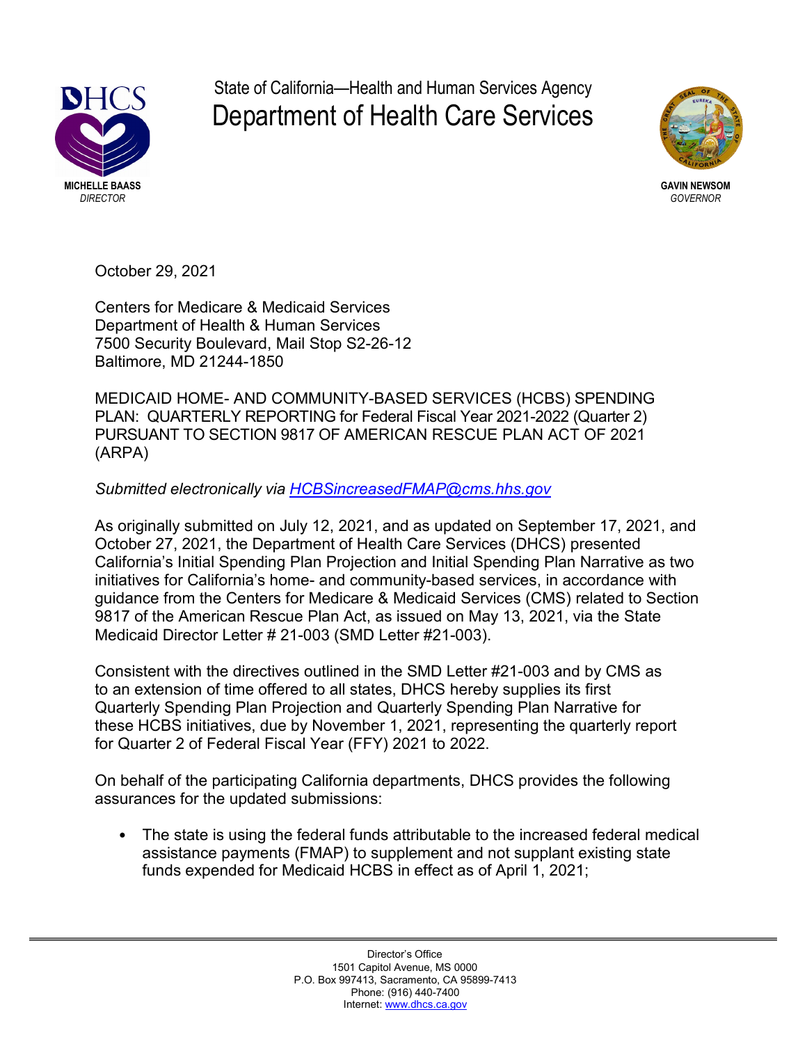State of California—Health and Human Services Agency

# Department of Health Care Services

**MICHELLE BAASS**
*DIRECTOR*

**GAVIN NEWSOM**
*GOVERNOR*

October 29, 2021

Centers for Medicare & Medicaid Services
Department of Health & Human Services
7500 Security Boulevard, Mail Stop S2-26-12
Baltimore, MD 21244-1850

MEDICAID HOME- AND COMMUNITY-BASED SERVICES (HCBS) SPENDING PLAN: QUARTERLY REPORTING for Federal Fiscal Year 2021-2022 (Quarter 2) PURSUANT TO SECTION 9817 OF AMERICAN RESCUE PLAN ACT OF 2021 (ARPA)

*Submitted electronically via HCBSincreasedFMAP@cms.hhs.gov*

As originally submitted on July 12, 2021, and as updated on September 17, 2021, and October 27, 2021, the Department of Health Care Services (DHCS) presented California's Initial Spending Plan Projection and Initial Spending Plan Narrative as two initiatives for California's home- and community-based services, in accordance with guidance from the Centers for Medicare & Medicaid Services (CMS) related to Section 9817 of the American Rescue Plan Act, as issued on May 13, 2021, via the State Medicaid Director Letter # 21-003 (SMD Letter #21-003).

Consistent with the directives outlined in the SMD Letter #21-003 and by CMS as to an extension of time offered to all states, DHCS hereby supplies its first Quarterly Spending Plan Projection and Quarterly Spending Plan Narrative for these HCBS initiatives, due by November 1, 2021, representing the quarterly report for Quarter 2 of Federal Fiscal Year (FFY) 2021 to 2022.

On behalf of the participating California departments, DHCS provides the following assurances for the updated submissions:

- The state is using the federal funds attributable to the increased federal medical assistance payments (FMAP) to supplement and not supplant existing state funds expended for Medicaid HCBS in effect as of April 1, 2021;

Director's Office
1501 Capitol Avenue, MS 0000
P.O. Box 997413, Sacramento, CA 95899-7413
Phone: (916) 440-7400
Internet: www.dhcs.ca.gov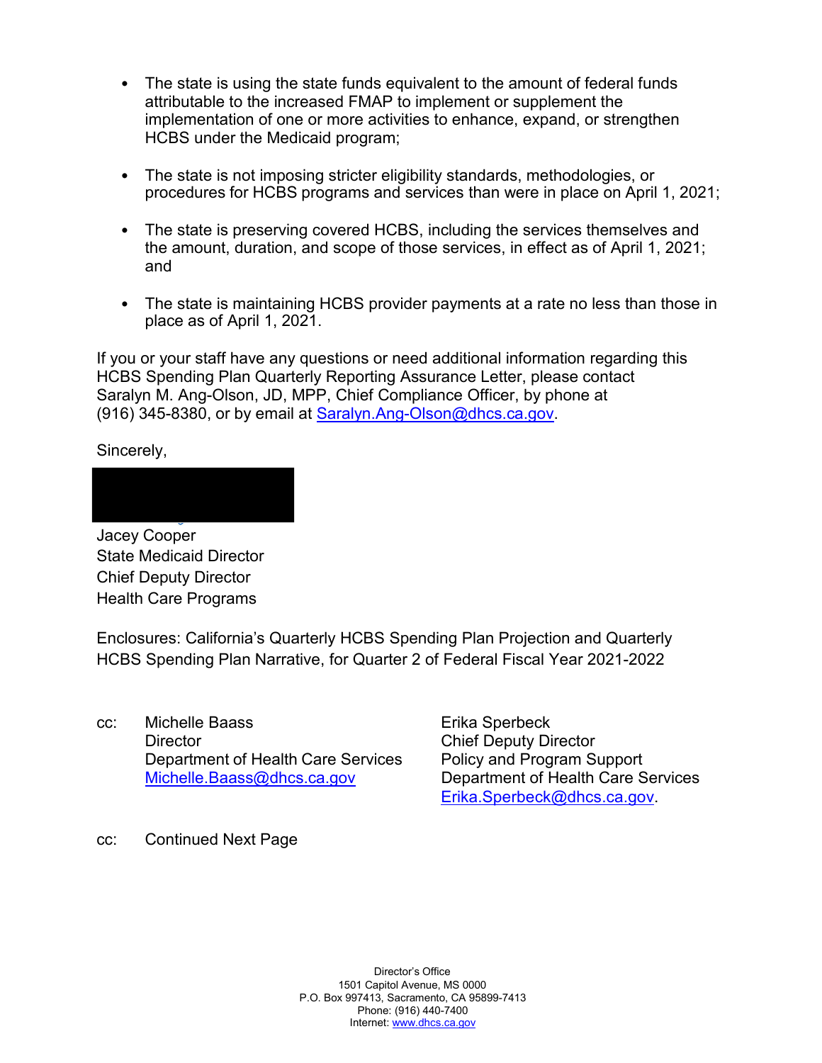- The state is using the state funds equivalent to the amount of federal funds attributable to the increased FMAP to implement or supplement the implementation of one or more activities to enhance, expand, or strengthen HCBS under the Medicaid program;

- The state is not imposing stricter eligibility standards, methodologies, or procedures for HCBS programs and services than were in place on April 1, 2021;

- The state is preserving covered HCBS, including the services themselves and the amount, duration, and scope of those services, in effect as of April 1, 2021; and

- The state is maintaining HCBS provider payments at a rate no less than those in place as of April 1, 2021.

If you or your staff have any questions or need additional information regarding this HCBS Spending Plan Quarterly Reporting Assurance Letter, please contact Saralyn M. Ang-Olson, JD, MPP, Chief Compliance Officer, by phone at (916) 345-8380, or by email at Saralyn.Ang-Olson@dhcs.ca.gov.

Sincerely,

Jacey Cooper
State Medicaid Director
Chief Deputy Director
Health Care Programs

Enclosures: California's Quarterly HCBS Spending Plan Projection and Quarterly HCBS Spending Plan Narrative, for Quarter 2 of Federal Fiscal Year 2021-2022

cc: Michelle Baass
Director
Department of Health Care Services
Michelle.Baass@dhcs.ca.gov

Erika Sperbeck
Chief Deputy Director
Policy and Program Support
Department of Health Care Services
Erika.Sperbeck@dhcs.ca.gov.

cc: Continued Next Page

Director's Office
1501 Capitol Avenue, MS 0000
P.O. Box 997413, Sacramento, CA 95899-7413
Phone: (916) 440-7400
Internet: www.dhcs.ca.gov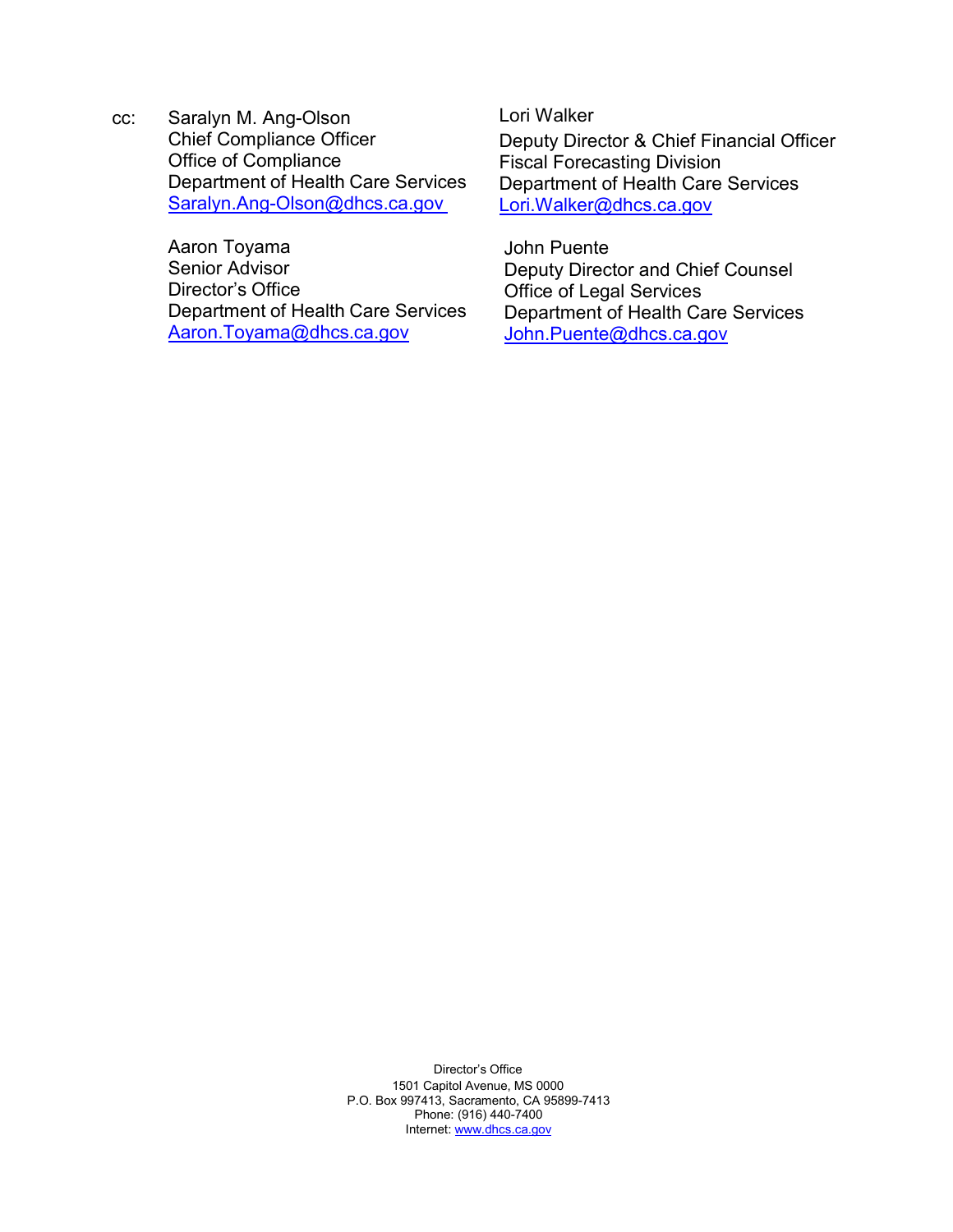cc: Saralyn M. Ang-Olson
Chief Compliance Officer
Office of Compliance
Department of Health Care Services
Saralyn.Ang-Olson@dhcs.ca.gov

Lori Walker
Deputy Director & Chief Financial Officer
Fiscal Forecasting Division
Department of Health Care Services
Lori.Walker@dhcs.ca.gov

Aaron Toyama
Senior Advisor
Director's Office
Department of Health Care Services
Aaron.Toyama@dhcs.ca.gov

John Puente
Deputy Director and Chief Counsel
Office of Legal Services
Department of Health Care Services
John.Puente@dhcs.ca.gov

Director's Office
1501 Capitol Avenue, MS 0000
P.O. Box 997413, Sacramento, CA 95899-7413
Phone: (916) 440-7400
Internet: www.dhcs.ca.gov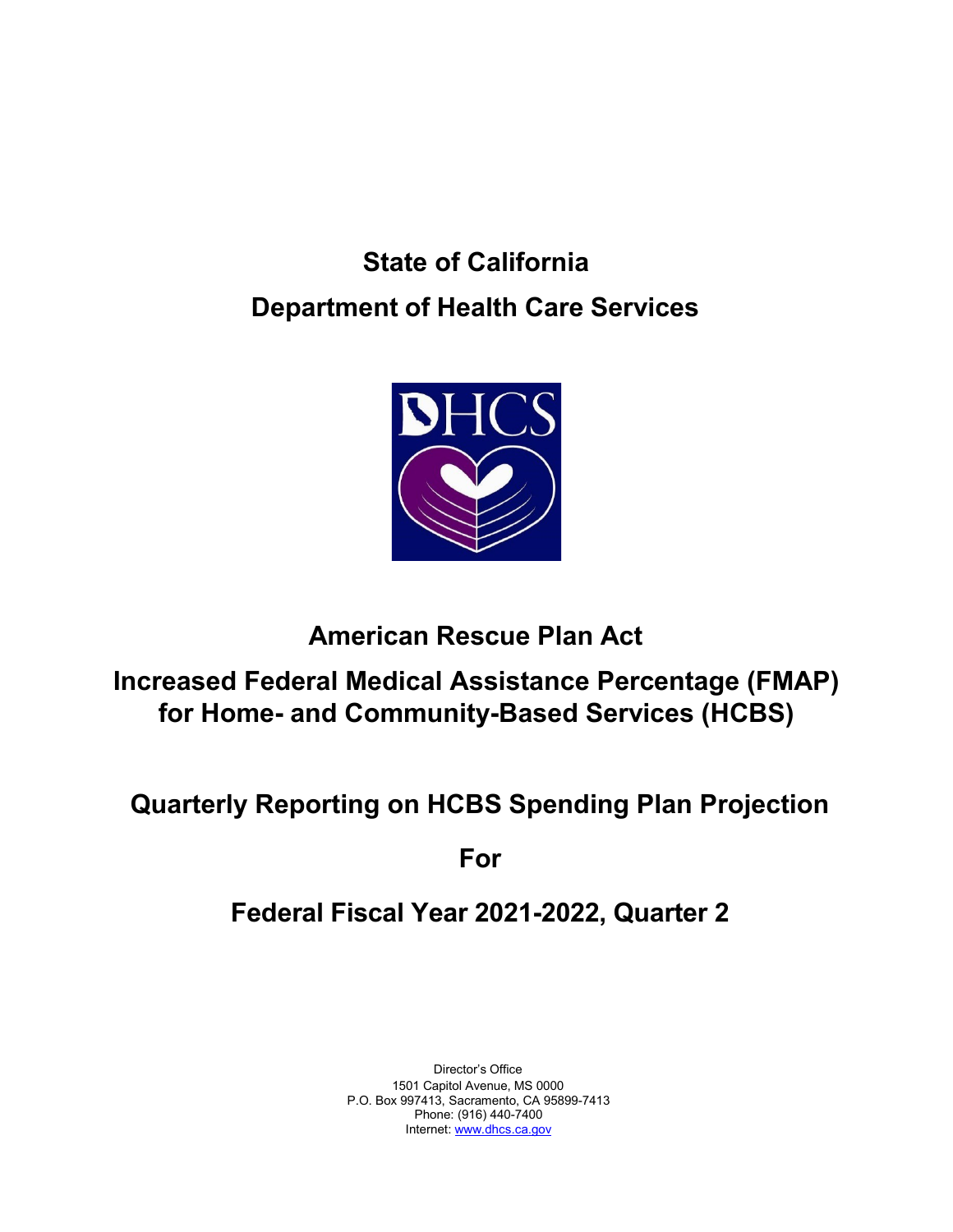# State of California

# Department of Health Care Services

# American Rescue Plan Act

# Increased Federal Medical Assistance Percentage (FMAP) for Home- and Community-Based Services (HCBS)

## Quarterly Reporting on HCBS Spending Plan Projection

## For

## Federal Fiscal Year 2021-2022, Quarter 2

Director's Office
1501 Capitol Avenue, MS 0000
P.O. Box 997413, Sacramento, CA 95899-7413
Phone: (916) 440-7400
Internet: www.dhcs.ca.gov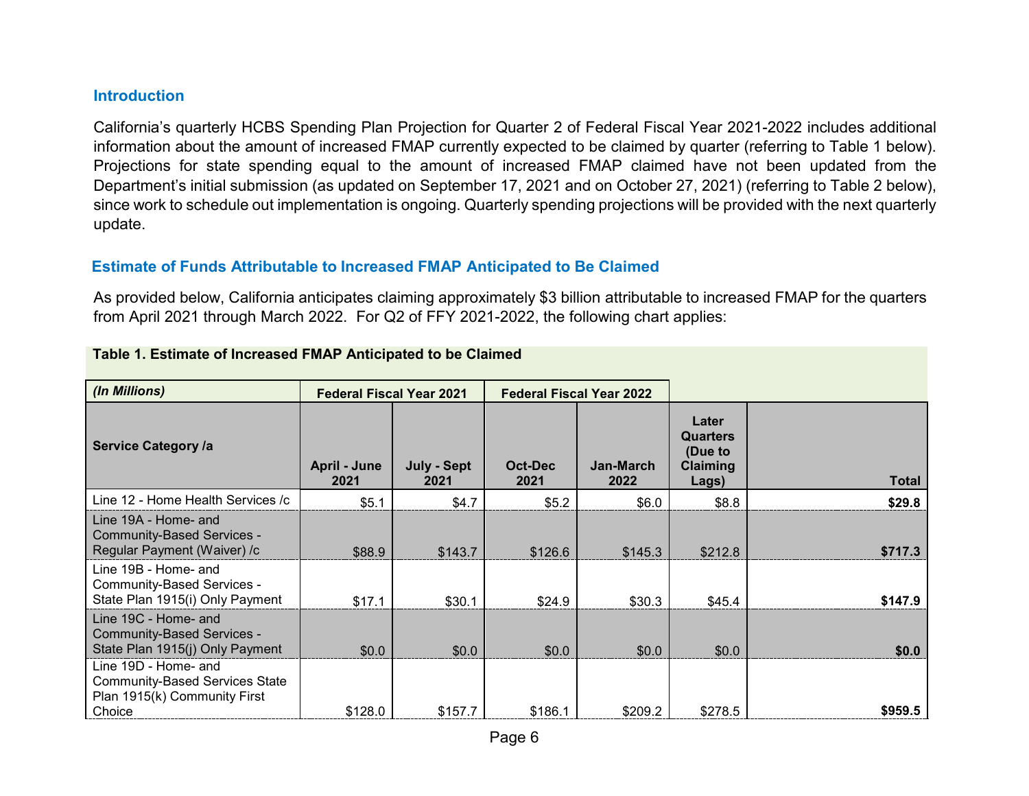### Introduction

California's quarterly HCBS Spending Plan Projection for Quarter 2 of Federal Fiscal Year 2021-2022 includes additional information about the amount of increased FMAP currently expected to be claimed by quarter (referring to Table 1 below). Projections for state spending equal to the amount of increased FMAP claimed have not been updated from the Department's initial submission (as updated on September 17, 2021 and on October 27, 2021) (referring to Table 2 below), since work to schedule out implementation is ongoing. Quarterly spending projections will be provided with the next quarterly update.

### Estimate of Funds Attributable to Increased FMAP Anticipated to Be Claimed

As provided below, California anticipates claiming approximately $3 billion attributable to increased FMAP for the quarters from April 2021 through March 2022. For Q2 of FFY 2021-2022, the following chart applies:

**Table 1. Estimate of Increased FMAP Anticipated to be Claimed**

| *(In Millions)* | Federal Fiscal Year 2021 | | Federal Fiscal Year 2022 | | | |
|---|---|---|---|---|---|---|
| **Service Category /a** | **April - June 2021** | **July - Sept 2021** | **Oct-Dec 2021** | **Jan-March 2022** | **Later Quarters (Due to Claiming Lags)** | **Total** |
| Line 12 - Home Health Services /c | $5.1 | $4.7 | $5.2 | $6.0 | $8.8 | **$29.8** |
| Line 19A - Home- and Community-Based Services - Regular Payment (Waiver) /c | $88.9 | $143.7 | $126.6 | $145.3 | $212.8 | **$717.3** |
| Line 19B - Home- and Community-Based Services - State Plan 1915(i) Only Payment | $17.1 | $30.1 | $24.9 | $30.3 | $45.4 | **$147.9** |
| Line 19C - Home- and Community-Based Services - State Plan 1915(j) Only Payment | $0.0 | $0.0 | $0.0 | $0.0 | $0.0 | **$0.0** |
| Line 19D - Home- and Community-Based Services State Plan 1915(k) Community First Choice | $128.0 | $157.7 | $186.1 | $209.2 | $278.5 | **$959.5** |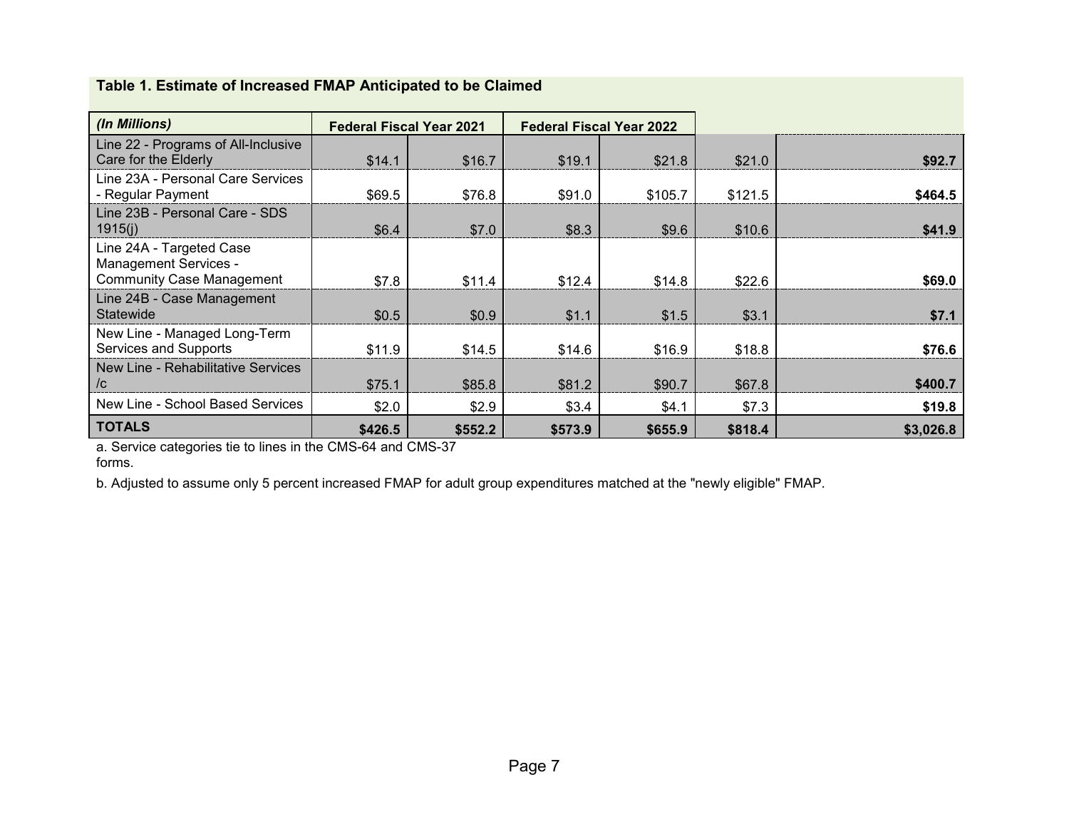**Table 1. Estimate of Increased FMAP Anticipated to be Claimed**

| *(In Millions)* | Federal Fiscal Year 2021 | | Federal Fiscal Year 2022 | | | |
|---|---|---|---|---|---|---|
| Line 22 - Programs of All-Inclusive Care for the Elderly | $14.1 | $16.7 | $19.1 | $21.8 | $21.0 | **$92.7** |
| Line 23A - Personal Care Services - Regular Payment | $69.5 | $76.8 | $91.0 | $105.7 | $121.5 | **$464.5** |
| Line 23B - Personal Care - SDS 1915(j) | $6.4 | $7.0 | $8.3 | $9.6 | $10.6 | **$41.9** |
| Line 24A - Targeted Case Management Services - Community Case Management | $7.8 | $11.4 | $12.4 | $14.8 | $22.6 | **$69.0** |
| Line 24B - Case Management Statewide | $0.5 | $0.9 | $1.1 | $1.5 | $3.1 | **$7.1** |
| New Line - Managed Long-Term Services and Supports | $11.9 | $14.5 | $14.6 | $16.9 | $18.8 | **$76.6** |
| New Line - Rehabilitative Services /c | $75.1 | $85.8 | $81.2 | $90.7 | $67.8 | **$400.7** |
| New Line - School Based Services | $2.0 | $2.9 | $3.4 | $4.1 | $7.3 | **$19.8** |
| **TOTALS** | **$426.5** | **$552.2** | **$573.9** | **$655.9** | **$818.4** | **$3,026.8** |

a. Service categories tie to lines in the CMS-64 and CMS-37 forms.

b. Adjusted to assume only 5 percent increased FMAP for adult group expenditures matched at the "newly eligible" FMAP.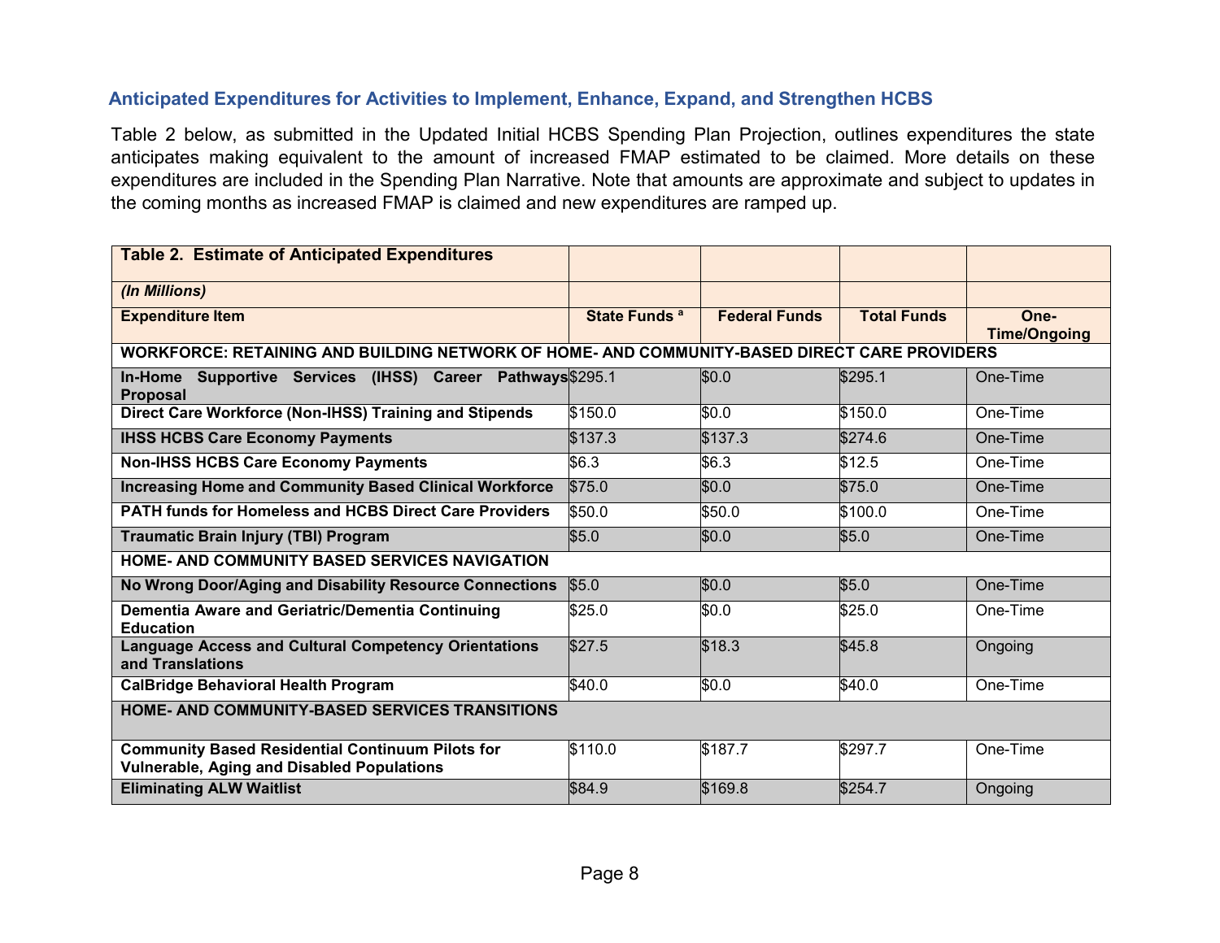### Anticipated Expenditures for Activities to Implement, Enhance, Expand, and Strengthen HCBS

Table 2 below, as submitted in the Updated Initial HCBS Spending Plan Projection, outlines expenditures the state anticipates making equivalent to the amount of increased FMAP estimated to be claimed. More details on these expenditures are included in the Spending Plan Narrative. Note that amounts are approximate and subject to updates in the coming months as increased FMAP is claimed and new expenditures are ramped up.

| **Table 2. Estimate of Anticipated Expenditures** | | | | |
|---|---|---|---|---|
| ***(In Millions)*** | | | | |
| **Expenditure Item** | **State Funds [a]** | **Federal Funds** | **Total Funds** | **One-Time/Ongoing** |
| **WORKFORCE: RETAINING AND BUILDING NETWORK OF HOME- AND COMMUNITY-BASED DIRECT CARE PROVIDERS** | | | | |
| **In-Home Supportive Services (IHSS) Career Pathways Proposal** | $295.1 | $0.0 | $295.1 | One-Time |
| **Direct Care Workforce (Non-IHSS) Training and Stipends** | $150.0 | $0.0 | $150.0 | One-Time |
| **IHSS HCBS Care Economy Payments** | $137.3 | $137.3 | $274.6 | One-Time |
| **Non-IHSS HCBS Care Economy Payments** | $6.3 | $6.3 | $12.5 | One-Time |
| **Increasing Home and Community Based Clinical Workforce** | $75.0 | $0.0 | $75.0 | One-Time |
| **PATH funds for Homeless and HCBS Direct Care Providers** | $50.0 | $50.0 | $100.0 | One-Time |
| **Traumatic Brain Injury (TBI) Program** | $5.0 | $0.0 | $5.0 | One-Time |
| **HOME- AND COMMUNITY BASED SERVICES NAVIGATION** | | | | |
| **No Wrong Door/Aging and Disability Resource Connections** | $5.0 | $0.0 | $5.0 | One-Time |
| **Dementia Aware and Geriatric/Dementia Continuing Education** | $25.0 | $0.0 | $25.0 | One-Time |
| **Language Access and Cultural Competency Orientations and Translations** | $27.5 | $18.3 | $45.8 | Ongoing |
| **CalBridge Behavioral Health Program** | $40.0 | $0.0 | $40.0 | One-Time |
| **HOME- AND COMMUNITY-BASED SERVICES TRANSITIONS** | | | | |
| **Community Based Residential Continuum Pilots for Vulnerable, Aging and Disabled Populations** | $110.0 | $187.7 | $297.7 | One-Time |
| **Eliminating ALW Waitlist** | $84.9 | $169.8 | $254.7 | Ongoing |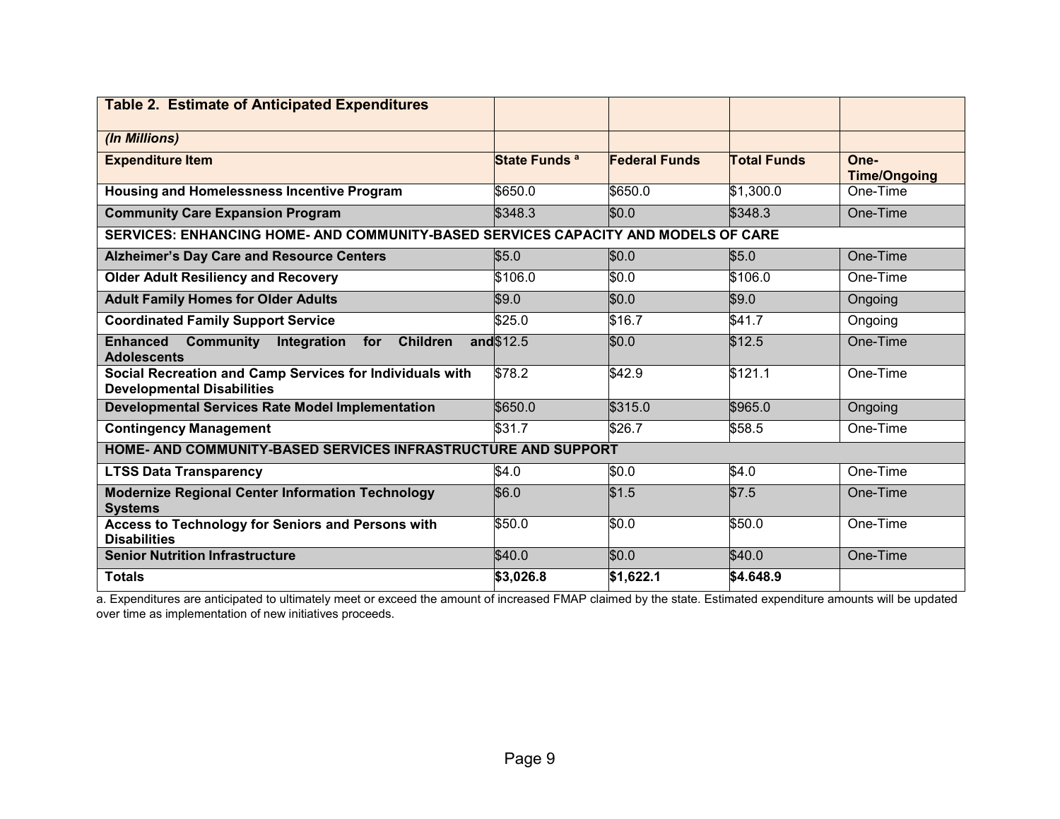| **Table 2. Estimate of Anticipated Expenditures** | | | | |
|---|---|---|---|---|
| ***(In Millions)*** | | | | |
| **Expenditure Item** | **State Funds [a]** | **Federal Funds** | **Total Funds** | **One-Time/Ongoing** |
| **Housing and Homelessness Incentive Program** | $650.0 | $650.0 | $1,300.0 | One-Time |
| **Community Care Expansion Program** | $348.3 | $0.0 | $348.3 | One-Time |
| **SERVICES: ENHANCING HOME- AND COMMUNITY-BASED SERVICES CAPACITY AND MODELS OF CARE** | | | | |
| **Alzheimer's Day Care and Resource Centers** | $5.0 | $0.0 | $5.0 | One-Time |
| **Older Adult Resiliency and Recovery** | $106.0 | $0.0 | $106.0 | One-Time |
| **Adult Family Homes for Older Adults** | $9.0 | $0.0 | $9.0 | Ongoing |
| **Coordinated Family Support Service** | $25.0 | $16.7 | $41.7 | Ongoing |
| **Enhanced Community Integration for Children and Adolescents** | $12.5 | $0.0 | $12.5 | One-Time |
| **Social Recreation and Camp Services for Individuals with Developmental Disabilities** | $78.2 | $42.9 | $121.1 | One-Time |
| **Developmental Services Rate Model Implementation** | $650.0 | $315.0 | $965.0 | Ongoing |
| **Contingency Management** | $31.7 | $26.7 | $58.5 | One-Time |
| **HOME- AND COMMUNITY-BASED SERVICES INFRASTRUCTURE AND SUPPORT** | | | | |
| **LTSS Data Transparency** | $4.0 | $0.0 | $4.0 | One-Time |
| **Modernize Regional Center Information Technology Systems** | $6.0 | $1.5 | $7.5 | One-Time |
| **Access to Technology for Seniors and Persons with Disabilities** | $50.0 | $0.0 | $50.0 | One-Time |
| **Senior Nutrition Infrastructure** | $40.0 | $0.0 | $40.0 | One-Time |
| **Totals** | **$3,026.8** | **$1,622.1** | **$4.648.9** | |

a. Expenditures are anticipated to ultimately meet or exceed the amount of increased FMAP claimed by the state. Estimated expenditure amounts will be updated over time as implementation of new initiatives proceeds.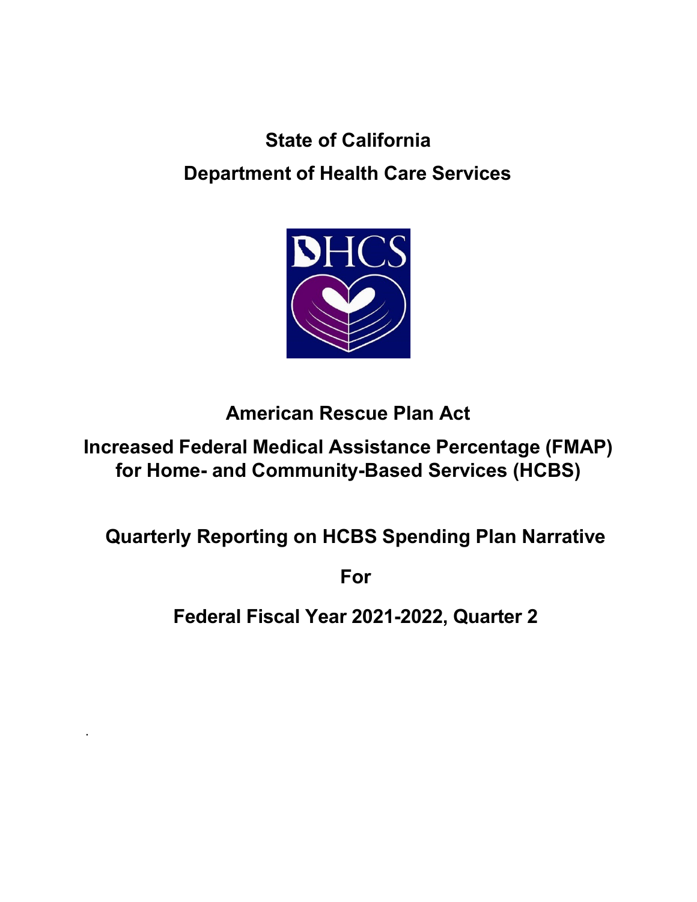# State of California

# Department of Health Care Services

## American Rescue Plan Act

## Increased Federal Medical Assistance Percentage (FMAP) for Home- and Community-Based Services (HCBS)

## Quarterly Reporting on HCBS Spending Plan Narrative

## For

## Federal Fiscal Year 2021-2022, Quarter 2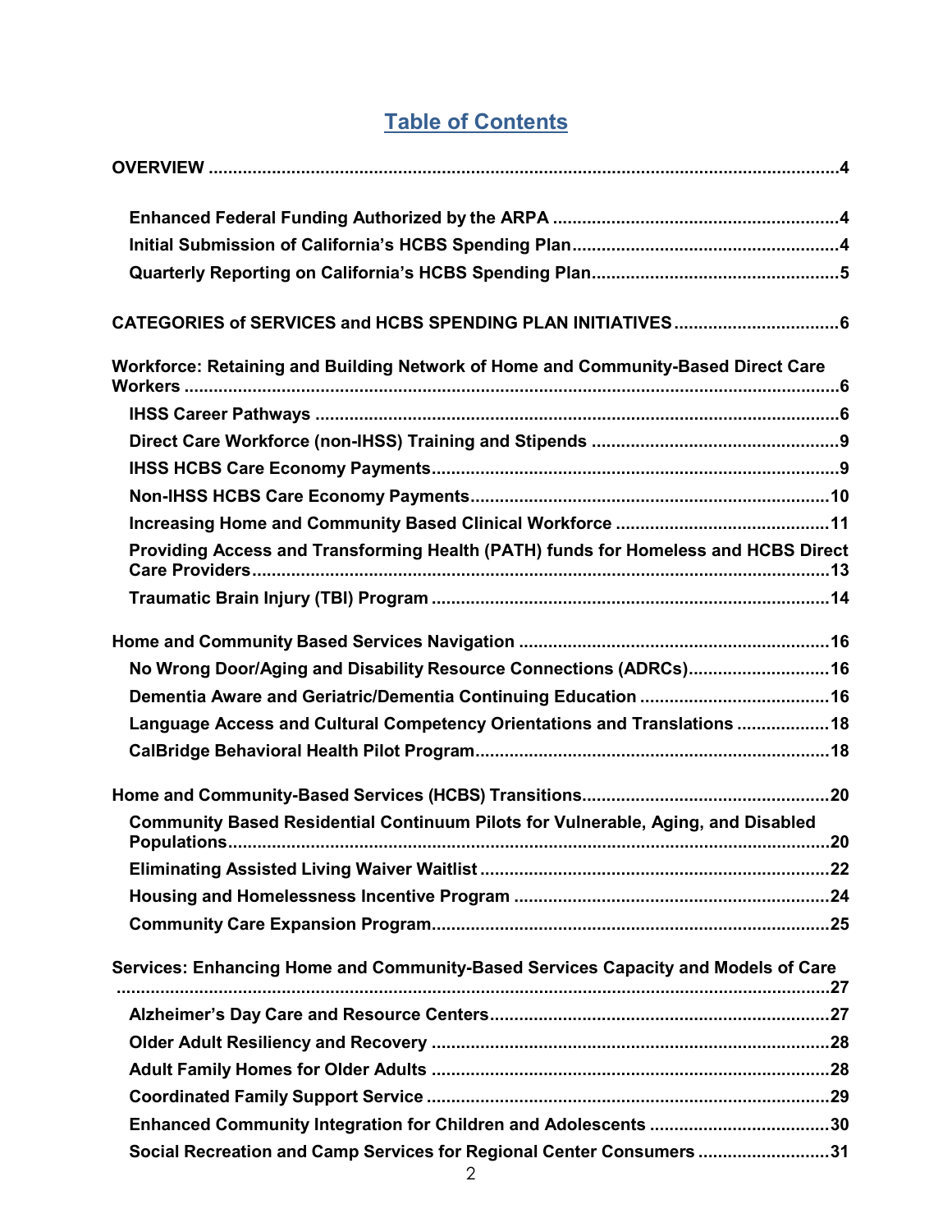# Table of Contents

**OVERVIEW** .......... 4

- **Enhanced Federal Funding Authorized by the ARPA** .......... 4
- **Initial Submission of California's HCBS Spending Plan** .......... 4
- **Quarterly Reporting on California's HCBS Spending Plan** .......... 5

**CATEGORIES of SERVICES and HCBS SPENDING PLAN INITIATIVES** .......... 6

**Workforce: Retaining and Building Network of Home and Community-Based Direct Care Workers** .......... 6

- **IHSS Career Pathways** .......... 6
- **Direct Care Workforce (non-IHSS) Training and Stipends** .......... 9
- **IHSS HCBS Care Economy Payments** .......... 9
- **Non-IHSS HCBS Care Economy Payments** .......... 10
- **Increasing Home and Community Based Clinical Workforce** .......... 11
- **Providing Access and Transforming Health (PATH) funds for Homeless and HCBS Direct Care Providers** .......... 13
- **Traumatic Brain Injury (TBI) Program** .......... 14

**Home and Community Based Services Navigation** .......... 16

- **No Wrong Door/Aging and Disability Resource Connections (ADRCs)** .......... 16
- **Dementia Aware and Geriatric/Dementia Continuing Education** .......... 16
- **Language Access and Cultural Competency Orientations and Translations** .......... 18
- **CalBridge Behavioral Health Pilot Program** .......... 18

**Home and Community-Based Services (HCBS) Transitions** .......... 20

- **Community Based Residential Continuum Pilots for Vulnerable, Aging, and Disabled Populations** .......... 20
- **Eliminating Assisted Living Waiver Waitlist** .......... 22
- **Housing and Homelessness Incentive Program** .......... 24
- **Community Care Expansion Program** .......... 25

**Services: Enhancing Home and Community-Based Services Capacity and Models of Care** .......... 27

- **Alzheimer's Day Care and Resource Centers** .......... 27
- **Older Adult Resiliency and Recovery** .......... 28
- **Adult Family Homes for Older Adults** .......... 28
- **Coordinated Family Support Service** .......... 29
- **Enhanced Community Integration for Children and Adolescents** .......... 30
- **Social Recreation and Camp Services for Regional Center Consumers** .......... 31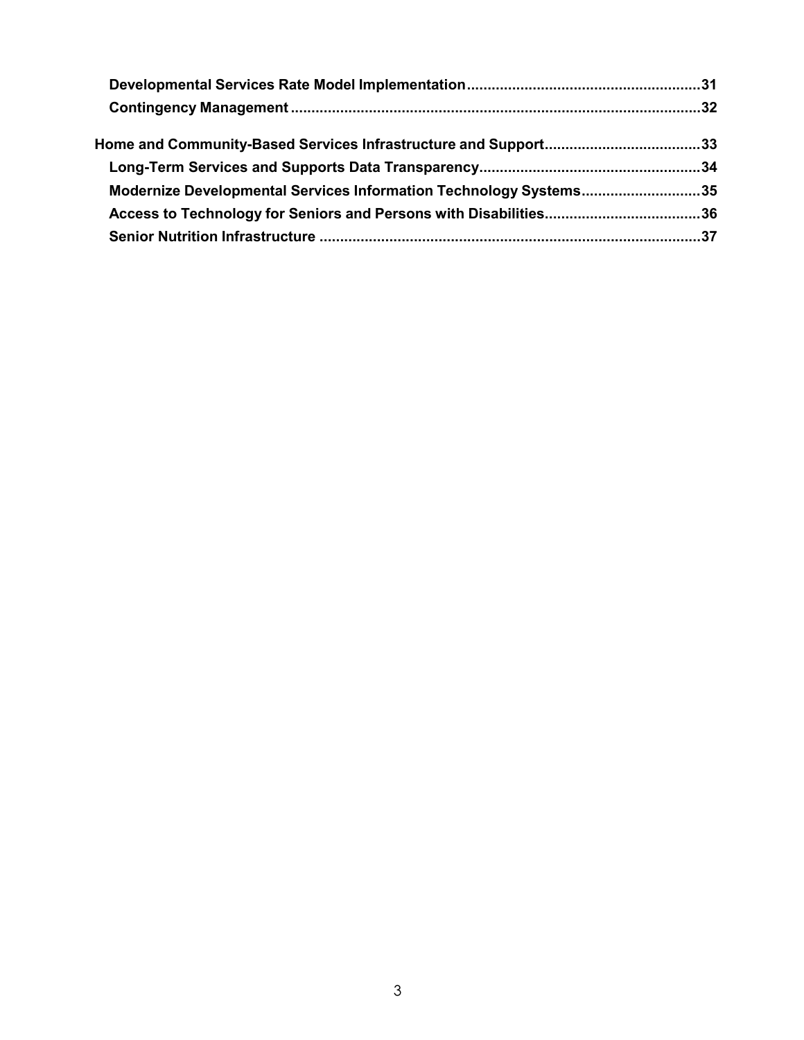- **Developmental Services Rate Model Implementation** ........................................................ 31
- **Contingency Management** ................................................................................................... 32

**Home and Community-Based Services Infrastructure and Support** ...................................... 33

- **Long-Term Services and Supports Data Transparency** ...................................................... 34
- **Modernize Developmental Services Information Technology Systems** ............................ 35
- **Access to Technology for Seniors and Persons with Disabilities** ...................................... 36
- **Senior Nutrition Infrastructure** ............................................................................................ 37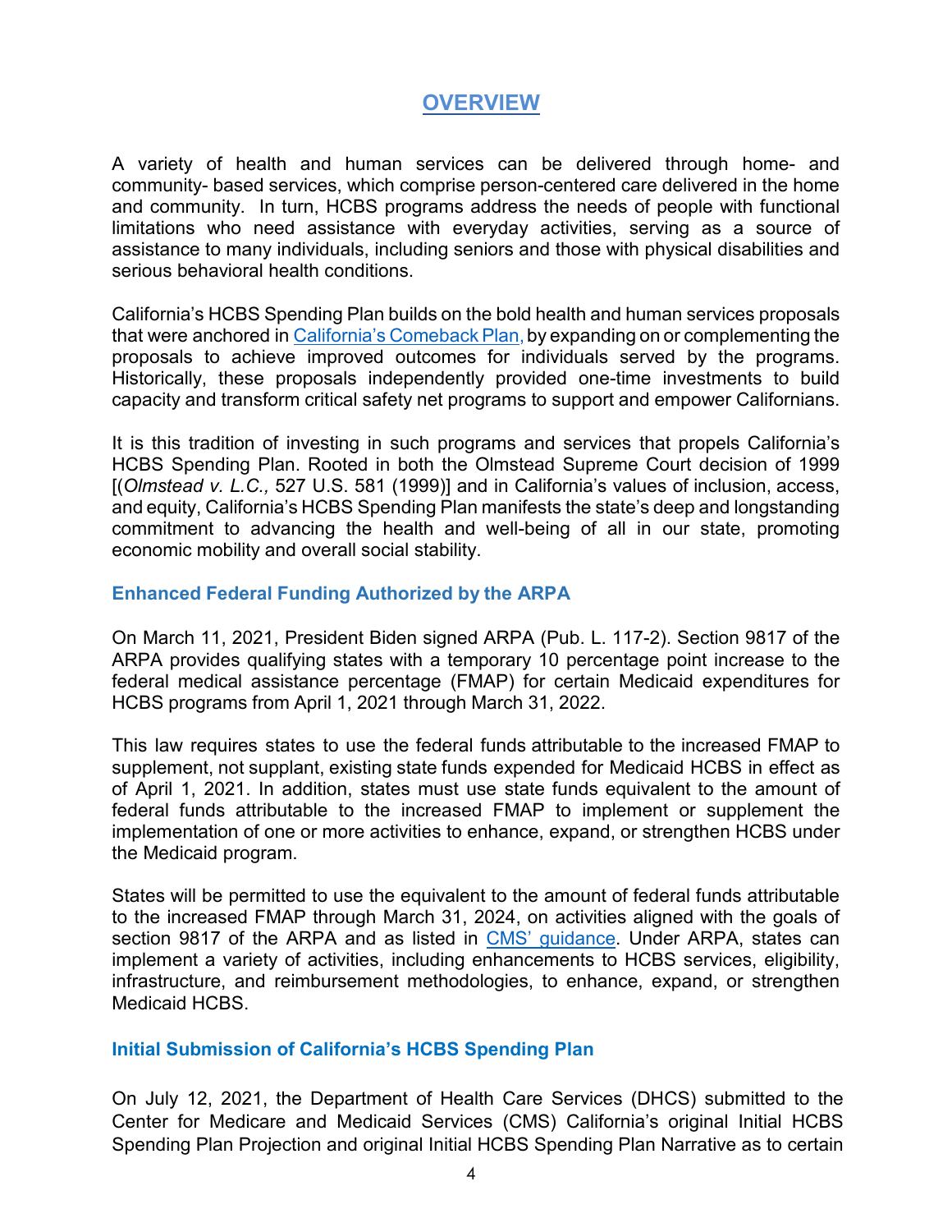## OVERVIEW

A variety of health and human services can be delivered through home- and community- based services, which comprise person-centered care delivered in the home and community. In turn, HCBS programs address the needs of people with functional limitations who need assistance with everyday activities, serving as a source of assistance to many individuals, including seniors and those with physical disabilities and serious behavioral health conditions.

California's HCBS Spending Plan builds on the bold health and human services proposals that were anchored in California's Comeback Plan, by expanding on or complementing the proposals to achieve improved outcomes for individuals served by the programs. Historically, these proposals independently provided one-time investments to build capacity and transform critical safety net programs to support and empower Californians.

It is this tradition of investing in such programs and services that propels California's HCBS Spending Plan. Rooted in both the Olmstead Supreme Court decision of 1999 [(*Olmstead v. L.C.,* 527 U.S. 581 (1999)] and in California's values of inclusion, access, and equity, California's HCBS Spending Plan manifests the state's deep and longstanding commitment to advancing the health and well-being of all in our state, promoting economic mobility and overall social stability.

### Enhanced Federal Funding Authorized by the ARPA

On March 11, 2021, President Biden signed ARPA (Pub. L. 117-2). Section 9817 of the ARPA provides qualifying states with a temporary 10 percentage point increase to the federal medical assistance percentage (FMAP) for certain Medicaid expenditures for HCBS programs from April 1, 2021 through March 31, 2022.

This law requires states to use the federal funds attributable to the increased FMAP to supplement, not supplant, existing state funds expended for Medicaid HCBS in effect as of April 1, 2021. In addition, states must use state funds equivalent to the amount of federal funds attributable to the increased FMAP to implement or supplement the implementation of one or more activities to enhance, expand, or strengthen HCBS under the Medicaid program.

States will be permitted to use the equivalent to the amount of federal funds attributable to the increased FMAP through March 31, 2024, on activities aligned with the goals of section 9817 of the ARPA and as listed in CMS' guidance. Under ARPA, states can implement a variety of activities, including enhancements to HCBS services, eligibility, infrastructure, and reimbursement methodologies, to enhance, expand, or strengthen Medicaid HCBS.

### Initial Submission of California's HCBS Spending Plan

On July 12, 2021, the Department of Health Care Services (DHCS) submitted to the Center for Medicare and Medicaid Services (CMS) California's original Initial HCBS Spending Plan Projection and original Initial HCBS Spending Plan Narrative as to certain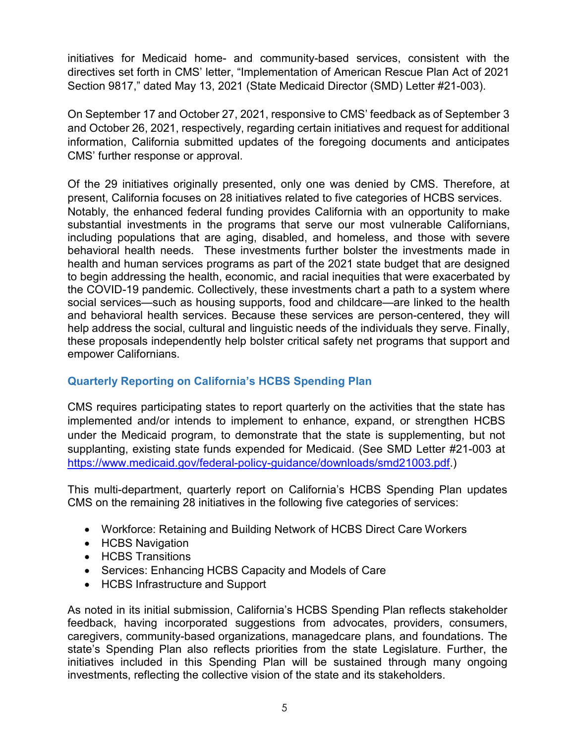initiatives for Medicaid home- and community-based services, consistent with the directives set forth in CMS' letter, "Implementation of American Rescue Plan Act of 2021 Section 9817," dated May 13, 2021 (State Medicaid Director (SMD) Letter #21-003).

On September 17 and October 27, 2021, responsive to CMS' feedback as of September 3 and October 26, 2021, respectively, regarding certain initiatives and request for additional information, California submitted updates of the foregoing documents and anticipates CMS' further response or approval.

Of the 29 initiatives originally presented, only one was denied by CMS. Therefore, at present, California focuses on 28 initiatives related to five categories of HCBS services. Notably, the enhanced federal funding provides California with an opportunity to make substantial investments in the programs that serve our most vulnerable Californians, including populations that are aging, disabled, and homeless, and those with severe behavioral health needs. These investments further bolster the investments made in health and human services programs as part of the 2021 state budget that are designed to begin addressing the health, economic, and racial inequities that were exacerbated by the COVID-19 pandemic. Collectively, these investments chart a path to a system where social services—such as housing supports, food and childcare—are linked to the health and behavioral health services. Because these services are person-centered, they will help address the social, cultural and linguistic needs of the individuals they serve. Finally, these proposals independently help bolster critical safety net programs that support and empower Californians.

### Quarterly Reporting on California's HCBS Spending Plan

CMS requires participating states to report quarterly on the activities that the state has implemented and/or intends to implement to enhance, expand, or strengthen HCBS under the Medicaid program, to demonstrate that the state is supplementing, but not supplanting, existing state funds expended for Medicaid. (See SMD Letter #21-003 at https://www.medicaid.gov/federal-policy-guidance/downloads/smd21003.pdf.)

This multi-department, quarterly report on California's HCBS Spending Plan updates CMS on the remaining 28 initiatives in the following five categories of services:

- Workforce: Retaining and Building Network of HCBS Direct Care Workers
- HCBS Navigation
- HCBS Transitions
- Services: Enhancing HCBS Capacity and Models of Care
- HCBS Infrastructure and Support

As noted in its initial submission, California's HCBS Spending Plan reflects stakeholder feedback, having incorporated suggestions from advocates, providers, consumers, caregivers, community-based organizations, managedcare plans, and foundations. The state's Spending Plan also reflects priorities from the state Legislature. Further, the initiatives included in this Spending Plan will be sustained through many ongoing investments, reflecting the collective vision of the state and its stakeholders.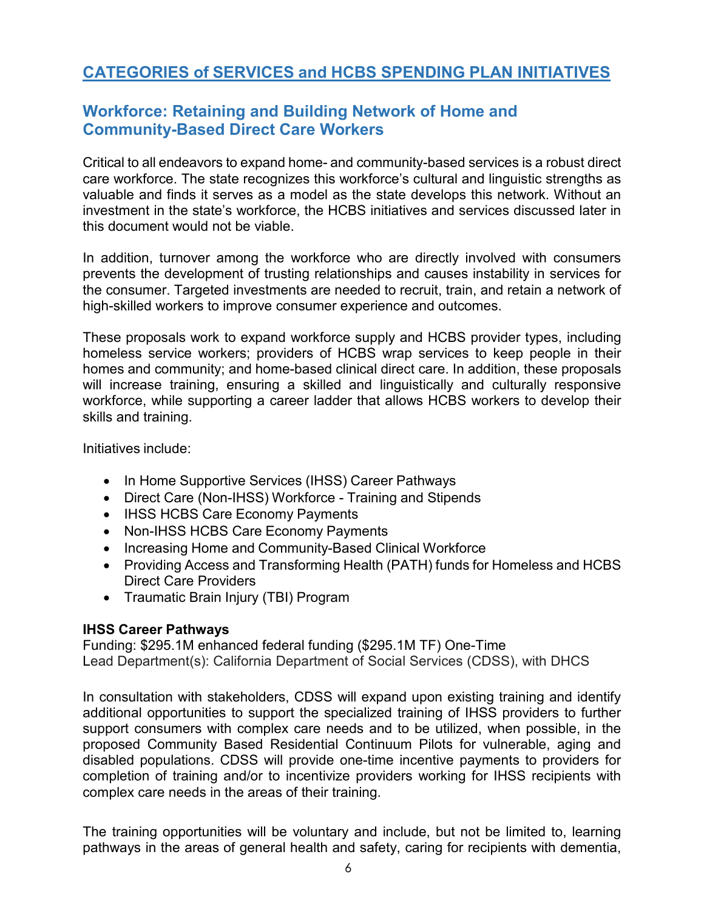## CATEGORIES of SERVICES and HCBS SPENDING PLAN INITIATIVES

### Workforce: Retaining and Building Network of Home and Community-Based Direct Care Workers

Critical to all endeavors to expand home- and community-based services is a robust direct care workforce. The state recognizes this workforce's cultural and linguistic strengths as valuable and finds it serves as a model as the state develops this network. Without an investment in the state's workforce, the HCBS initiatives and services discussed later in this document would not be viable.

In addition, turnover among the workforce who are directly involved with consumers prevents the development of trusting relationships and causes instability in services for the consumer. Targeted investments are needed to recruit, train, and retain a network of high-skilled workers to improve consumer experience and outcomes.

These proposals work to expand workforce supply and HCBS provider types, including homeless service workers; providers of HCBS wrap services to keep people in their homes and community; and home-based clinical direct care. In addition, these proposals will increase training, ensuring a skilled and linguistically and culturally responsive workforce, while supporting a career ladder that allows HCBS workers to develop their skills and training.

Initiatives include:

- In Home Supportive Services (IHSS) Career Pathways
- Direct Care (Non-IHSS) Workforce - Training and Stipends
- IHSS HCBS Care Economy Payments
- Non-IHSS HCBS Care Economy Payments
- Increasing Home and Community-Based Clinical Workforce
- Providing Access and Transforming Health (PATH) funds for Homeless and HCBS Direct Care Providers
- Traumatic Brain Injury (TBI) Program

**IHSS Career Pathways**
Funding: $295.1M enhanced federal funding ($295.1M TF) One-Time
Lead Department(s): California Department of Social Services (CDSS), with DHCS

In consultation with stakeholders, CDSS will expand upon existing training and identify additional opportunities to support the specialized training of IHSS providers to further support consumers with complex care needs and to be utilized, when possible, in the proposed Community Based Residential Continuum Pilots for vulnerable, aging and disabled populations. CDSS will provide one-time incentive payments to providers for completion of training and/or to incentivize providers working for IHSS recipients with complex care needs in the areas of their training.

The training opportunities will be voluntary and include, but not be limited to, learning pathways in the areas of general health and safety, caring for recipients with dementia,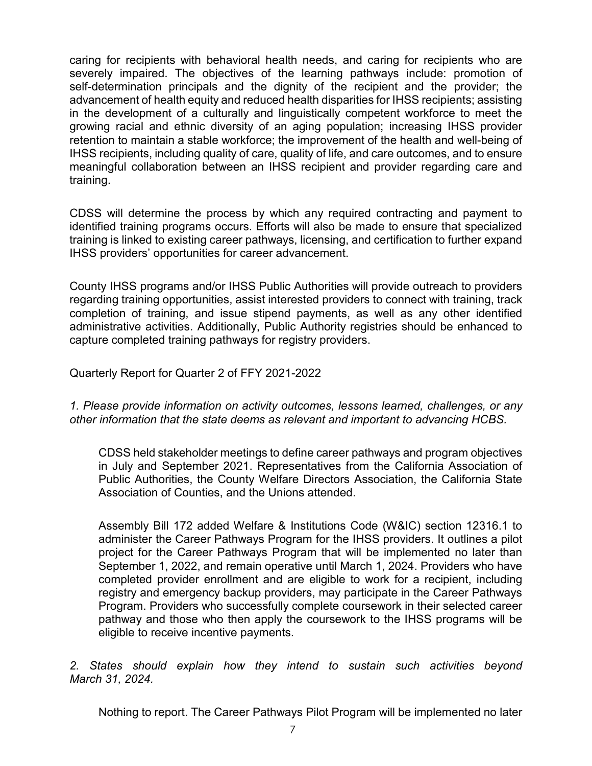caring for recipients with behavioral health needs, and caring for recipients who are severely impaired. The objectives of the learning pathways include: promotion of self-determination principals and the dignity of the recipient and the provider; the advancement of health equity and reduced health disparities for IHSS recipients; assisting in the development of a culturally and linguistically competent workforce to meet the growing racial and ethnic diversity of an aging population; increasing IHSS provider retention to maintain a stable workforce; the improvement of the health and well-being of IHSS recipients, including quality of care, quality of life, and care outcomes, and to ensure meaningful collaboration between an IHSS recipient and provider regarding care and training.

CDSS will determine the process by which any required contracting and payment to identified training programs occurs. Efforts will also be made to ensure that specialized training is linked to existing career pathways, licensing, and certification to further expand IHSS providers' opportunities for career advancement.

County IHSS programs and/or IHSS Public Authorities will provide outreach to providers regarding training opportunities, assist interested providers to connect with training, track completion of training, and issue stipend payments, as well as any other identified administrative activities. Additionally, Public Authority registries should be enhanced to capture completed training pathways for registry providers.

Quarterly Report for Quarter 2 of FFY 2021-2022

*1. Please provide information on activity outcomes, lessons learned, challenges, or any other information that the state deems as relevant and important to advancing HCBS.*

CDSS held stakeholder meetings to define career pathways and program objectives in July and September 2021. Representatives from the California Association of Public Authorities, the County Welfare Directors Association, the California State Association of Counties, and the Unions attended.

Assembly Bill 172 added Welfare & Institutions Code (W&IC) section 12316.1 to administer the Career Pathways Program for the IHSS providers. It outlines a pilot project for the Career Pathways Program that will be implemented no later than September 1, 2022, and remain operative until March 1, 2024. Providers who have completed provider enrollment and are eligible to work for a recipient, including registry and emergency backup providers, may participate in the Career Pathways Program. Providers who successfully complete coursework in their selected career pathway and those who then apply the coursework to the IHSS programs will be eligible to receive incentive payments.

*2. States should explain how they intend to sustain such activities beyond March 31, 2024.*

Nothing to report. The Career Pathways Pilot Program will be implemented no later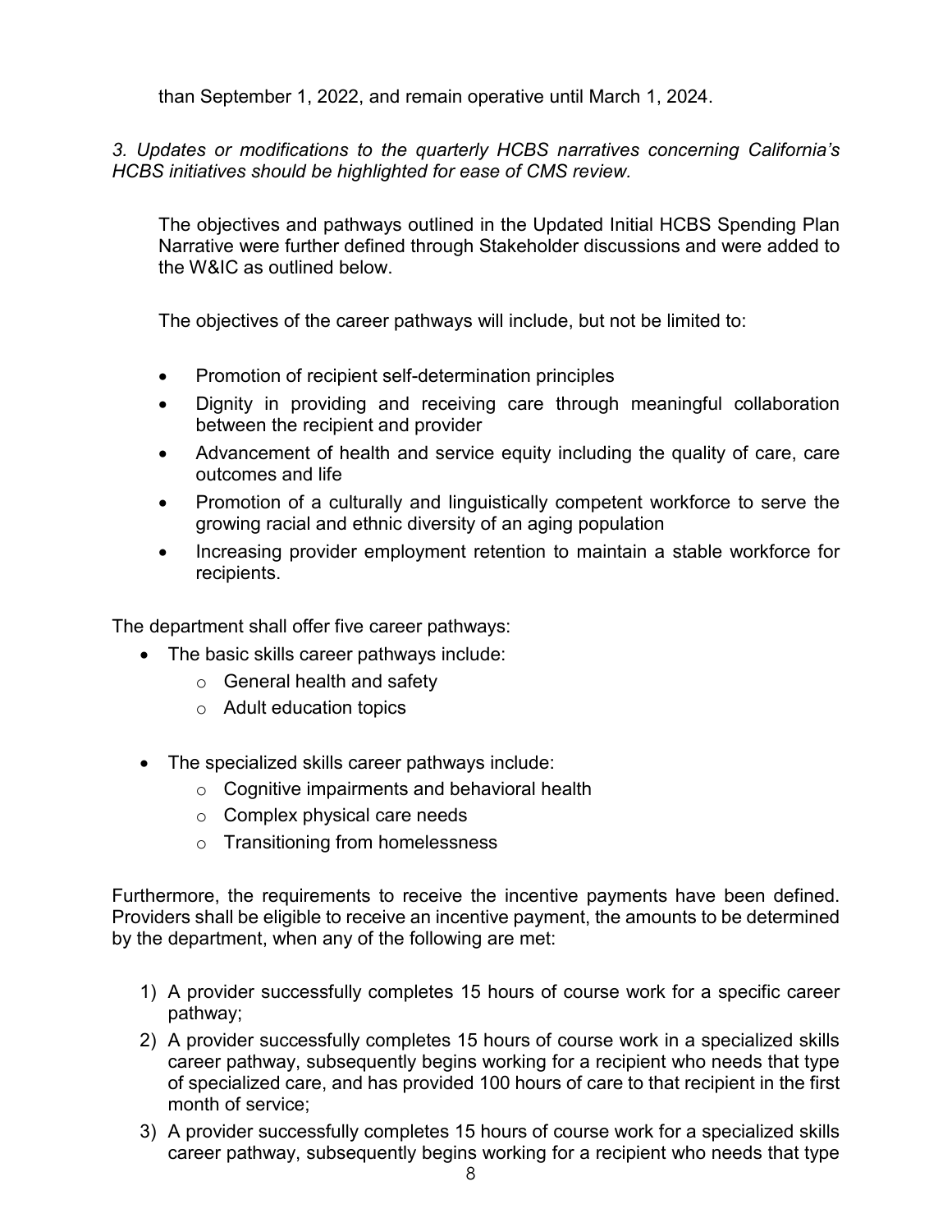than September 1, 2022, and remain operative until March 1, 2024.

*3. Updates or modifications to the quarterly HCBS narratives concerning California's HCBS initiatives should be highlighted for ease of CMS review.*

The objectives and pathways outlined in the Updated Initial HCBS Spending Plan Narrative were further defined through Stakeholder discussions and were added to the W&IC as outlined below.

The objectives of the career pathways will include, but not be limited to:

- Promotion of recipient self-determination principles
- Dignity in providing and receiving care through meaningful collaboration between the recipient and provider
- Advancement of health and service equity including the quality of care, care outcomes and life
- Promotion of a culturally and linguistically competent workforce to serve the growing racial and ethnic diversity of an aging population
- Increasing provider employment retention to maintain a stable workforce for recipients.

The department shall offer five career pathways:

- The basic skills career pathways include:
  - General health and safety
  - Adult education topics
- The specialized skills career pathways include:
  - Cognitive impairments and behavioral health
  - Complex physical care needs
  - Transitioning from homelessness

Furthermore, the requirements to receive the incentive payments have been defined. Providers shall be eligible to receive an incentive payment, the amounts to be determined by the department, when any of the following are met:

1) A provider successfully completes 15 hours of course work for a specific career pathway;
2) A provider successfully completes 15 hours of course work in a specialized skills career pathway, subsequently begins working for a recipient who needs that type of specialized care, and has provided 100 hours of care to that recipient in the first month of service;
3) A provider successfully completes 15 hours of course work for a specialized skills career pathway, subsequently begins working for a recipient who needs that type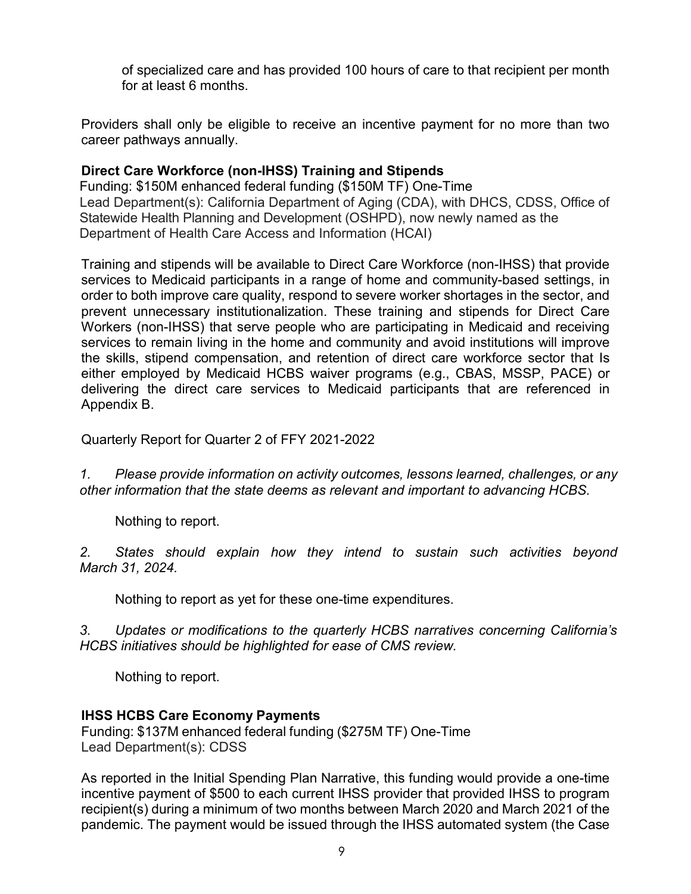of specialized care and has provided 100 hours of care to that recipient per month for at least 6 months.

Providers shall only be eligible to receive an incentive payment for no more than two career pathways annually.

**Direct Care Workforce (non-IHSS) Training and Stipends**

Funding: $150M enhanced federal funding ($150M TF) One-Time
Lead Department(s): California Department of Aging (CDA), with DHCS, CDSS, Office of Statewide Health Planning and Development (OSHPD), now newly named as the Department of Health Care Access and Information (HCAI)

Training and stipends will be available to Direct Care Workforce (non-IHSS) that provide services to Medicaid participants in a range of home and community-based settings, in order to both improve care quality, respond to severe worker shortages in the sector, and prevent unnecessary institutionalization. These training and stipends for Direct Care Workers (non-IHSS) that serve people who are participating in Medicaid and receiving services to remain living in the home and community and avoid institutions will improve the skills, stipend compensation, and retention of direct care workforce sector that Is either employed by Medicaid HCBS waiver programs (e.g., CBAS, MSSP, PACE) or delivering the direct care services to Medicaid participants that are referenced in Appendix B.

Quarterly Report for Quarter 2 of FFY 2021-2022

*1. Please provide information on activity outcomes, lessons learned, challenges, or any other information that the state deems as relevant and important to advancing HCBS.*

Nothing to report.

*2. States should explain how they intend to sustain such activities beyond March 31, 2024.*

Nothing to report as yet for these one-time expenditures.

*3. Updates or modifications to the quarterly HCBS narratives concerning California's HCBS initiatives should be highlighted for ease of CMS review.*

Nothing to report.

**IHSS HCBS Care Economy Payments**

Funding: $137M enhanced federal funding ($275M TF) One-Time
Lead Department(s): CDSS

As reported in the Initial Spending Plan Narrative, this funding would provide a one-time incentive payment of $500 to each current IHSS provider that provided IHSS to program recipient(s) during a minimum of two months between March 2020 and March 2021 of the pandemic. The payment would be issued through the IHSS automated system (the Case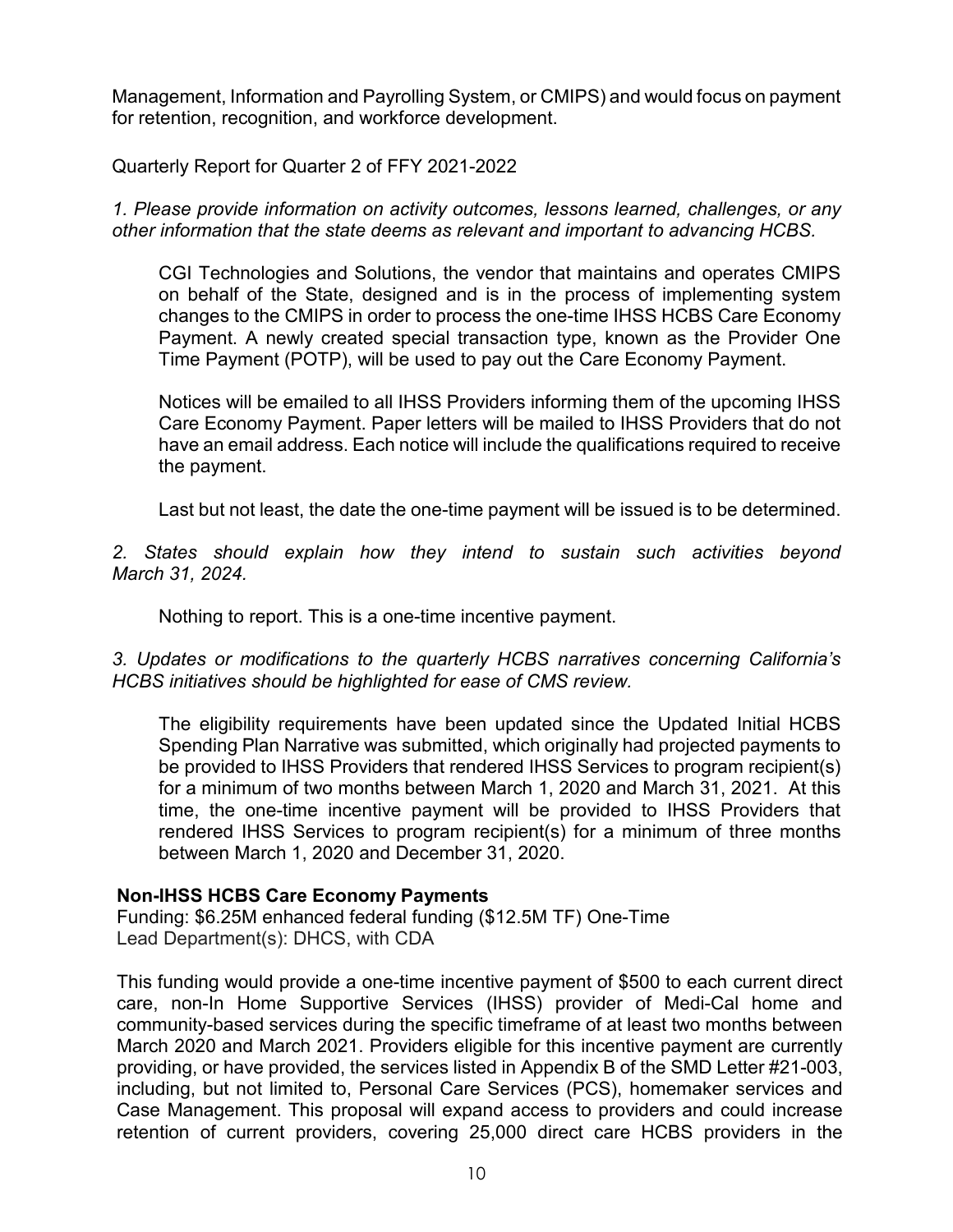Management, Information and Payrolling System, or CMIPS) and would focus on payment for retention, recognition, and workforce development.

Quarterly Report for Quarter 2 of FFY 2021-2022

*1. Please provide information on activity outcomes, lessons learned, challenges, or any other information that the state deems as relevant and important to advancing HCBS.*

CGI Technologies and Solutions, the vendor that maintains and operates CMIPS on behalf of the State, designed and is in the process of implementing system changes to the CMIPS in order to process the one-time IHSS HCBS Care Economy Payment. A newly created special transaction type, known as the Provider One Time Payment (POTP), will be used to pay out the Care Economy Payment.

Notices will be emailed to all IHSS Providers informing them of the upcoming IHSS Care Economy Payment. Paper letters will be mailed to IHSS Providers that do not have an email address. Each notice will include the qualifications required to receive the payment.

Last but not least, the date the one-time payment will be issued is to be determined.

*2. States should explain how they intend to sustain such activities beyond March 31, 2024.*

Nothing to report. This is a one-time incentive payment.

*3. Updates or modifications to the quarterly HCBS narratives concerning California's HCBS initiatives should be highlighted for ease of CMS review.*

The eligibility requirements have been updated since the Updated Initial HCBS Spending Plan Narrative was submitted, which originally had projected payments to be provided to IHSS Providers that rendered IHSS Services to program recipient(s) for a minimum of two months between March 1, 2020 and March 31, 2021. At this time, the one-time incentive payment will be provided to IHSS Providers that rendered IHSS Services to program recipient(s) for a minimum of three months between March 1, 2020 and December 31, 2020.

**Non-IHSS HCBS Care Economy Payments**
Funding: $6.25M enhanced federal funding ($12.5M TF) One-Time
Lead Department(s): DHCS, with CDA

This funding would provide a one-time incentive payment of $500 to each current direct care, non-In Home Supportive Services (IHSS) provider of Medi-Cal home and community-based services during the specific timeframe of at least two months between March 2020 and March 2021. Providers eligible for this incentive payment are currently providing, or have provided, the services listed in Appendix B of the SMD Letter #21-003, including, but not limited to, Personal Care Services (PCS), homemaker services and Case Management. This proposal will expand access to providers and could increase retention of current providers, covering 25,000 direct care HCBS providers in the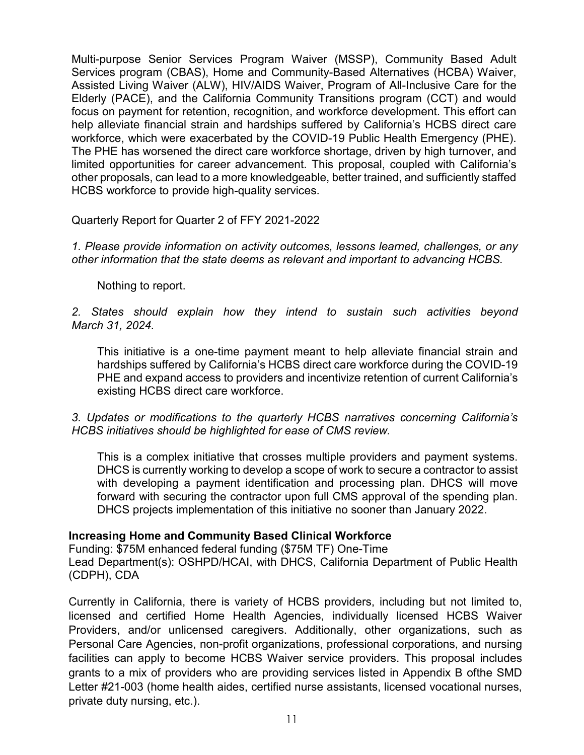Multi-purpose Senior Services Program Waiver (MSSP), Community Based Adult Services program (CBAS), Home and Community-Based Alternatives (HCBA) Waiver, Assisted Living Waiver (ALW), HIV/AIDS Waiver, Program of All-Inclusive Care for the Elderly (PACE), and the California Community Transitions program (CCT) and would focus on payment for retention, recognition, and workforce development. This effort can help alleviate financial strain and hardships suffered by California's HCBS direct care workforce, which were exacerbated by the COVID-19 Public Health Emergency (PHE). The PHE has worsened the direct care workforce shortage, driven by high turnover, and limited opportunities for career advancement. This proposal, coupled with California's other proposals, can lead to a more knowledgeable, better trained, and sufficiently staffed HCBS workforce to provide high-quality services.

Quarterly Report for Quarter 2 of FFY 2021-2022

*1. Please provide information on activity outcomes, lessons learned, challenges, or any other information that the state deems as relevant and important to advancing HCBS.*

Nothing to report.

*2. States should explain how they intend to sustain such activities beyond March 31, 2024.*

This initiative is a one-time payment meant to help alleviate financial strain and hardships suffered by California's HCBS direct care workforce during the COVID-19 PHE and expand access to providers and incentivize retention of current California's existing HCBS direct care workforce.

*3. Updates or modifications to the quarterly HCBS narratives concerning California's HCBS initiatives should be highlighted for ease of CMS review.*

This is a complex initiative that crosses multiple providers and payment systems. DHCS is currently working to develop a scope of work to secure a contractor to assist with developing a payment identification and processing plan. DHCS will move forward with securing the contractor upon full CMS approval of the spending plan. DHCS projects implementation of this initiative no sooner than January 2022.

**Increasing Home and Community Based Clinical Workforce**
Funding: $75M enhanced federal funding ($75M TF) One-Time
Lead Department(s): OSHPD/HCAI, with DHCS, California Department of Public Health (CDPH), CDA

Currently in California, there is variety of HCBS providers, including but not limited to, licensed and certified Home Health Agencies, individually licensed HCBS Waiver Providers, and/or unlicensed caregivers. Additionally, other organizations, such as Personal Care Agencies, non-profit organizations, professional corporations, and nursing facilities can apply to become HCBS Waiver service providers. This proposal includes grants to a mix of providers who are providing services listed in Appendix B ofthe SMD Letter #21-003 (home health aides, certified nurse assistants, licensed vocational nurses, private duty nursing, etc.).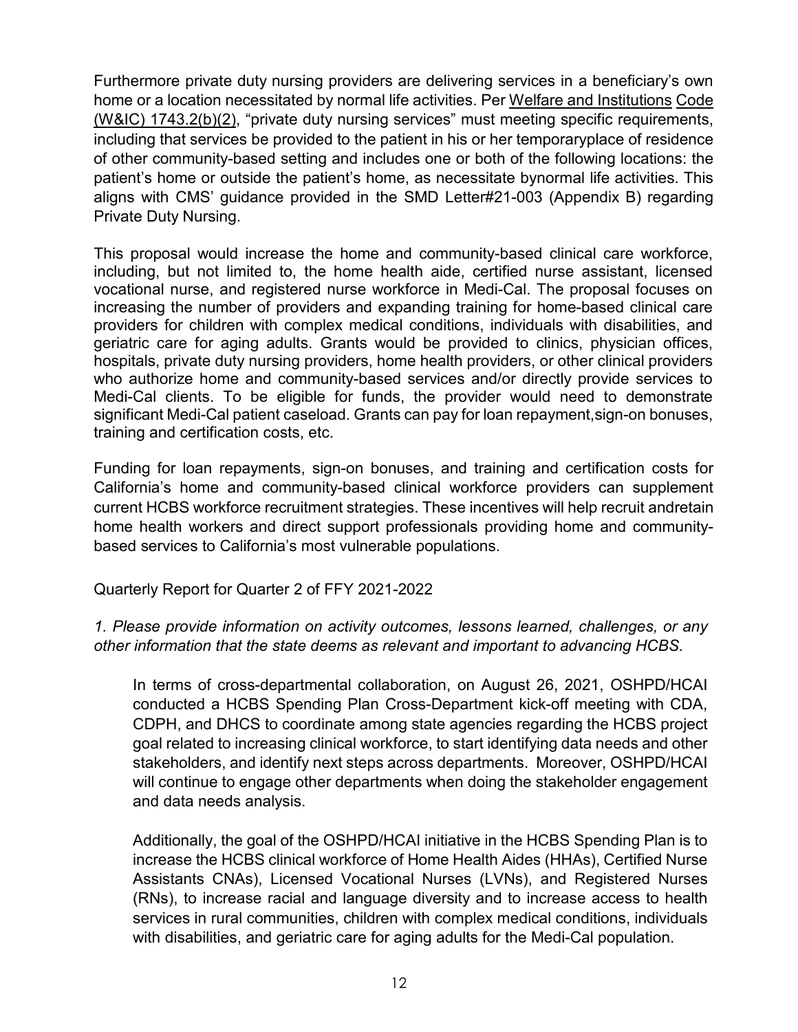Furthermore private duty nursing providers are delivering services in a beneficiary's own home or a location necessitated by normal life activities. Per Welfare and Institutions Code (W&IC) 1743.2(b)(2), "private duty nursing services" must meeting specific requirements, including that services be provided to the patient in his or her temporaryplace of residence of other community-based setting and includes one or both of the following locations: the patient's home or outside the patient's home, as necessitate bynormal life activities. This aligns with CMS' guidance provided in the SMD Letter#21-003 (Appendix B) regarding Private Duty Nursing.

This proposal would increase the home and community-based clinical care workforce, including, but not limited to, the home health aide, certified nurse assistant, licensed vocational nurse, and registered nurse workforce in Medi-Cal. The proposal focuses on increasing the number of providers and expanding training for home-based clinical care providers for children with complex medical conditions, individuals with disabilities, and geriatric care for aging adults. Grants would be provided to clinics, physician offices, hospitals, private duty nursing providers, home health providers, or other clinical providers who authorize home and community-based services and/or directly provide services to Medi-Cal clients. To be eligible for funds, the provider would need to demonstrate significant Medi-Cal patient caseload. Grants can pay for loan repayment,sign-on bonuses, training and certification costs, etc.

Funding for loan repayments, sign-on bonuses, and training and certification costs for California's home and community-based clinical workforce providers can supplement current HCBS workforce recruitment strategies. These incentives will help recruit andretain home health workers and direct support professionals providing home and community-based services to California's most vulnerable populations.

Quarterly Report for Quarter 2 of FFY 2021-2022

*1. Please provide information on activity outcomes, lessons learned, challenges, or any other information that the state deems as relevant and important to advancing HCBS.*

In terms of cross-departmental collaboration, on August 26, 2021, OSHPD/HCAI conducted a HCBS Spending Plan Cross-Department kick-off meeting with CDA, CDPH, and DHCS to coordinate among state agencies regarding the HCBS project goal related to increasing clinical workforce, to start identifying data needs and other stakeholders, and identify next steps across departments. Moreover, OSHPD/HCAI will continue to engage other departments when doing the stakeholder engagement and data needs analysis.

Additionally, the goal of the OSHPD/HCAI initiative in the HCBS Spending Plan is to increase the HCBS clinical workforce of Home Health Aides (HHAs), Certified Nurse Assistants CNAs), Licensed Vocational Nurses (LVNs), and Registered Nurses (RNs), to increase racial and language diversity and to increase access to health services in rural communities, children with complex medical conditions, individuals with disabilities, and geriatric care for aging adults for the Medi-Cal population.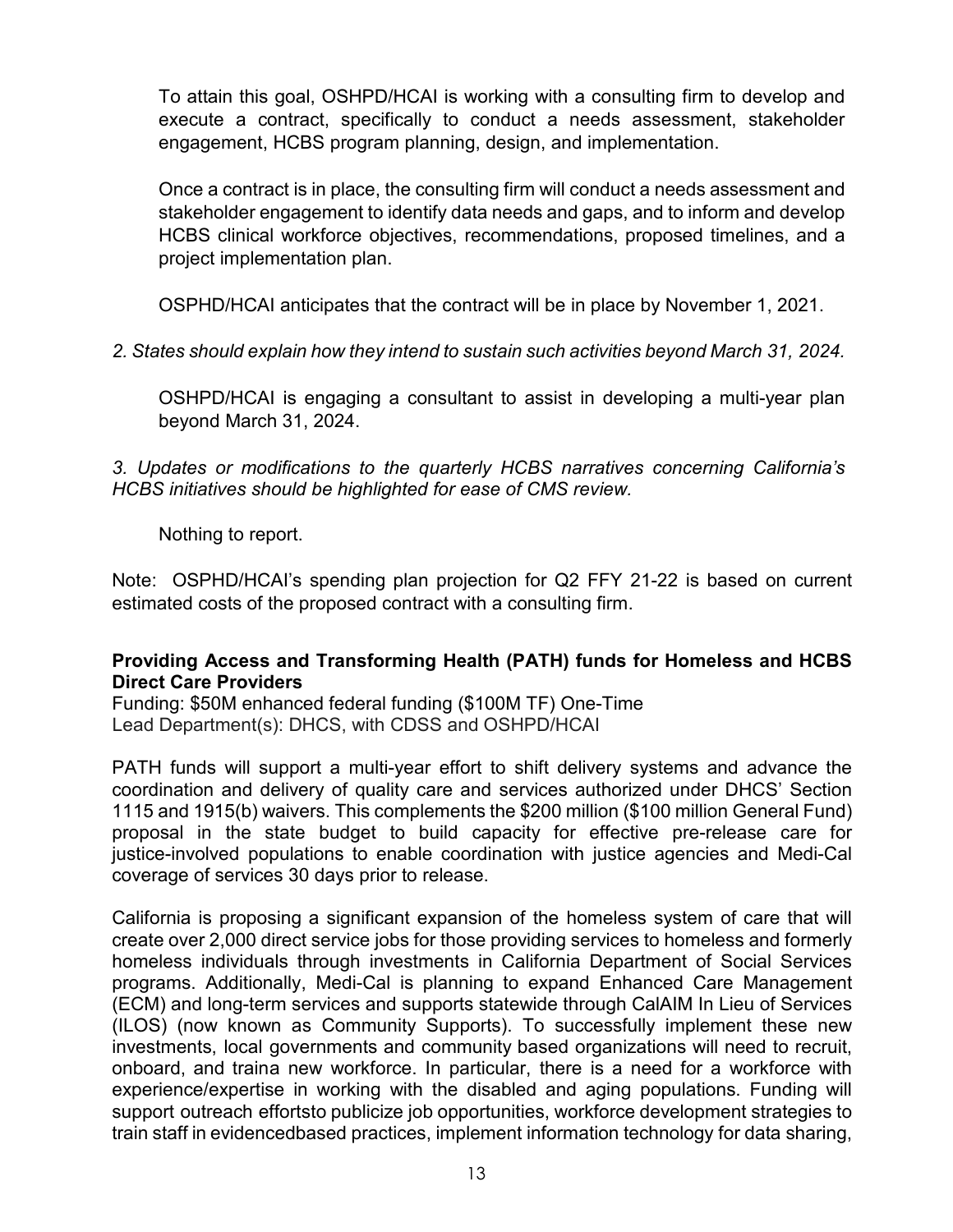To attain this goal, OSHPD/HCAI is working with a consulting firm to develop and execute a contract, specifically to conduct a needs assessment, stakeholder engagement, HCBS program planning, design, and implementation.

Once a contract is in place, the consulting firm will conduct a needs assessment and stakeholder engagement to identify data needs and gaps, and to inform and develop HCBS clinical workforce objectives, recommendations, proposed timelines, and a project implementation plan.

OSPHD/HCAI anticipates that the contract will be in place by November 1, 2021.

*2. States should explain how they intend to sustain such activities beyond March 31, 2024.*

OSHPD/HCAI is engaging a consultant to assist in developing a multi-year plan beyond March 31, 2024.

*3. Updates or modifications to the quarterly HCBS narratives concerning California's HCBS initiatives should be highlighted for ease of CMS review.*

Nothing to report.

Note: OSPHD/HCAI's spending plan projection for Q2 FFY 21-22 is based on current estimated costs of the proposed contract with a consulting firm.

**Providing Access and Transforming Health (PATH) funds for Homeless and HCBS Direct Care Providers**

Funding: $50M enhanced federal funding ($100M TF) One-Time
Lead Department(s): DHCS, with CDSS and OSHPD/HCAI

PATH funds will support a multi-year effort to shift delivery systems and advance the coordination and delivery of quality care and services authorized under DHCS' Section 1115 and 1915(b) waivers. This complements the $200 million ($100 million General Fund) proposal in the state budget to build capacity for effective pre-release care for justice-involved populations to enable coordination with justice agencies and Medi-Cal coverage of services 30 days prior to release.

California is proposing a significant expansion of the homeless system of care that will create over 2,000 direct service jobs for those providing services to homeless and formerly homeless individuals through investments in California Department of Social Services programs. Additionally, Medi-Cal is planning to expand Enhanced Care Management (ECM) and long-term services and supports statewide through CalAIM In Lieu of Services (ILOS) (now known as Community Supports). To successfully implement these new investments, local governments and community based organizations will need to recruit, onboard, and traina new workforce. In particular, there is a need for a workforce with experience/expertise in working with the disabled and aging populations. Funding will support outreach effortsto publicize job opportunities, workforce development strategies to train staff in evidencedbased practices, implement information technology for data sharing,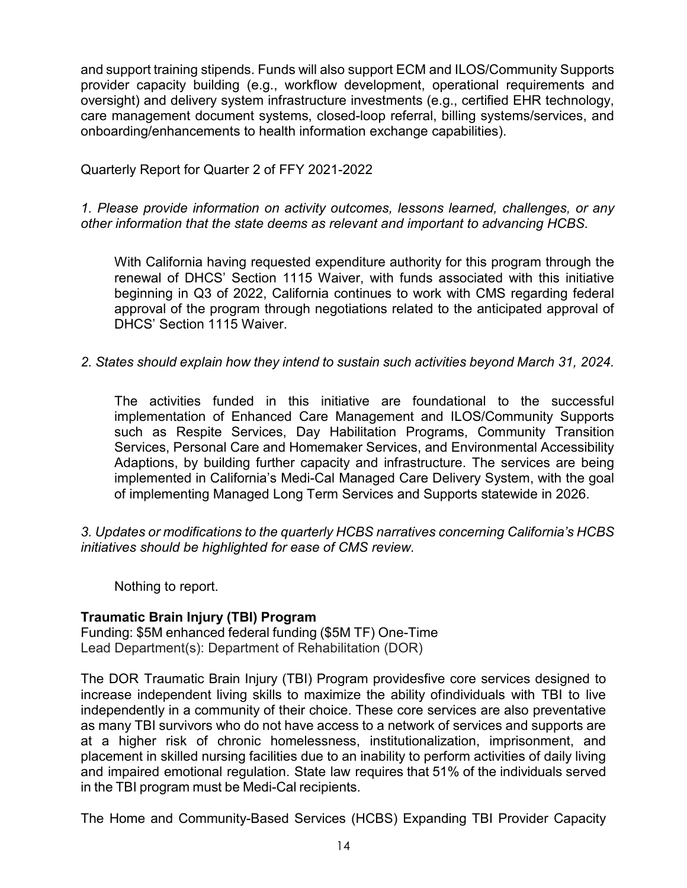and support training stipends. Funds will also support ECM and ILOS/Community Supports provider capacity building (e.g., workflow development, operational requirements and oversight) and delivery system infrastructure investments (e.g., certified EHR technology, care management document systems, closed-loop referral, billing systems/services, and onboarding/enhancements to health information exchange capabilities).

Quarterly Report for Quarter 2 of FFY 2021-2022

*1. Please provide information on activity outcomes, lessons learned, challenges, or any other information that the state deems as relevant and important to advancing HCBS.*

With California having requested expenditure authority for this program through the renewal of DHCS' Section 1115 Waiver, with funds associated with this initiative beginning in Q3 of 2022, California continues to work with CMS regarding federal approval of the program through negotiations related to the anticipated approval of DHCS' Section 1115 Waiver.

*2. States should explain how they intend to sustain such activities beyond March 31, 2024.*

The activities funded in this initiative are foundational to the successful implementation of Enhanced Care Management and ILOS/Community Supports such as Respite Services, Day Habilitation Programs, Community Transition Services, Personal Care and Homemaker Services, and Environmental Accessibility Adaptions, by building further capacity and infrastructure. The services are being implemented in California's Medi-Cal Managed Care Delivery System, with the goal of implementing Managed Long Term Services and Supports statewide in 2026.

*3. Updates or modifications to the quarterly HCBS narratives concerning California's HCBS initiatives should be highlighted for ease of CMS review.*

Nothing to report.

**Traumatic Brain Injury (TBI) Program**
Funding: $5M enhanced federal funding ($5M TF) One-Time
Lead Department(s): Department of Rehabilitation (DOR)

The DOR Traumatic Brain Injury (TBI) Program providesfive core services designed to increase independent living skills to maximize the ability ofindividuals with TBI to live independently in a community of their choice. These core services are also preventative as many TBI survivors who do not have access to a network of services and supports are at a higher risk of chronic homelessness, institutionalization, imprisonment, and placement in skilled nursing facilities due to an inability to perform activities of daily living and impaired emotional regulation. State law requires that 51% of the individuals served in the TBI program must be Medi-Cal recipients.

The Home and Community-Based Services (HCBS) Expanding TBI Provider Capacity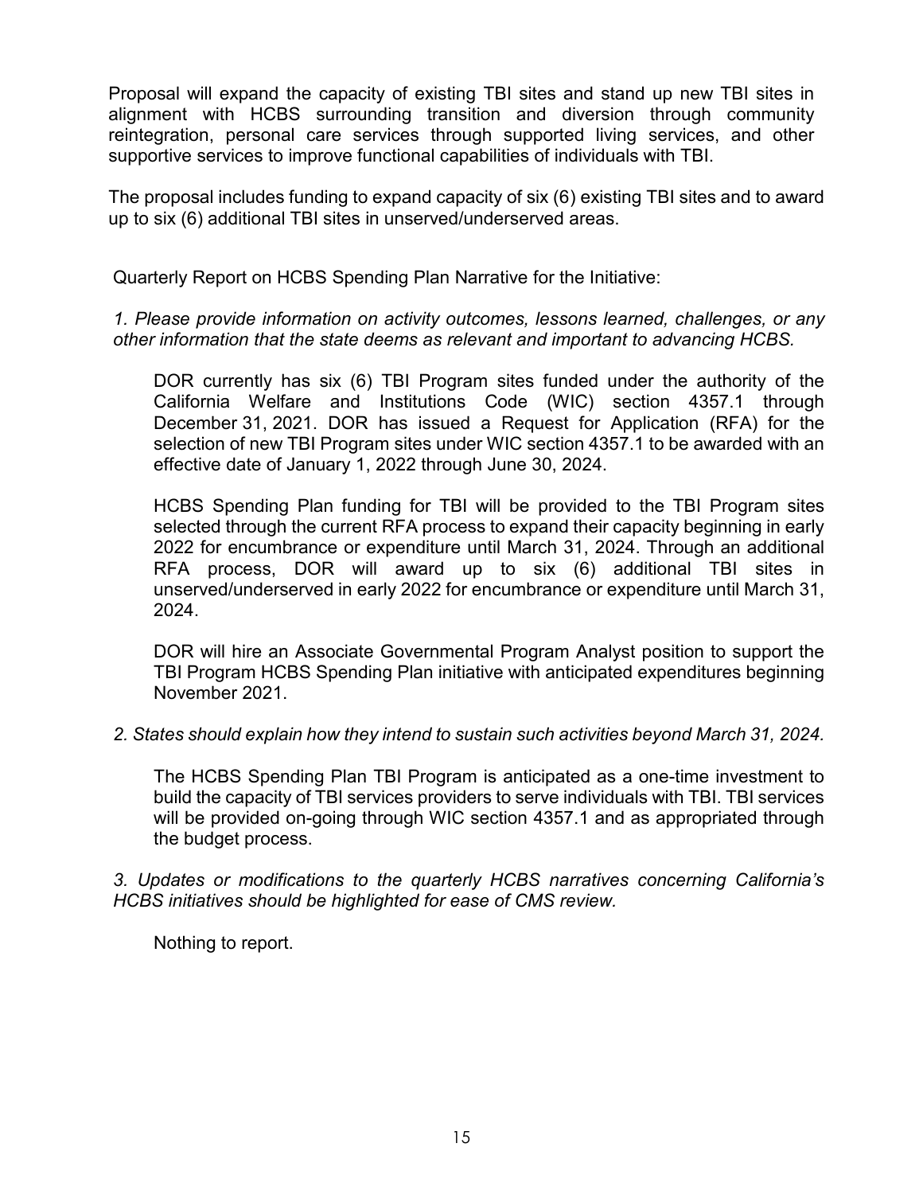Proposal will expand the capacity of existing TBI sites and stand up new TBI sites in alignment with HCBS surrounding transition and diversion through community reintegration, personal care services through supported living services, and other supportive services to improve functional capabilities of individuals with TBI.

The proposal includes funding to expand capacity of six (6) existing TBI sites and to award up to six (6) additional TBI sites in unserved/underserved areas.

Quarterly Report on HCBS Spending Plan Narrative for the Initiative:

*1. Please provide information on activity outcomes, lessons learned, challenges, or any other information that the state deems as relevant and important to advancing HCBS.*

DOR currently has six (6) TBI Program sites funded under the authority of the California Welfare and Institutions Code (WIC) section 4357.1 through December 31, 2021. DOR has issued a Request for Application (RFA) for the selection of new TBI Program sites under WIC section 4357.1 to be awarded with an effective date of January 1, 2022 through June 30, 2024.

HCBS Spending Plan funding for TBI will be provided to the TBI Program sites selected through the current RFA process to expand their capacity beginning in early 2022 for encumbrance or expenditure until March 31, 2024. Through an additional RFA process, DOR will award up to six (6) additional TBI sites in unserved/underserved in early 2022 for encumbrance or expenditure until March 31, 2024.

DOR will hire an Associate Governmental Program Analyst position to support the TBI Program HCBS Spending Plan initiative with anticipated expenditures beginning November 2021.

*2. States should explain how they intend to sustain such activities beyond March 31, 2024.*

The HCBS Spending Plan TBI Program is anticipated as a one-time investment to build the capacity of TBI services providers to serve individuals with TBI. TBI services will be provided on-going through WIC section 4357.1 and as appropriated through the budget process.

*3. Updates or modifications to the quarterly HCBS narratives concerning California's HCBS initiatives should be highlighted for ease of CMS review.*

Nothing to report.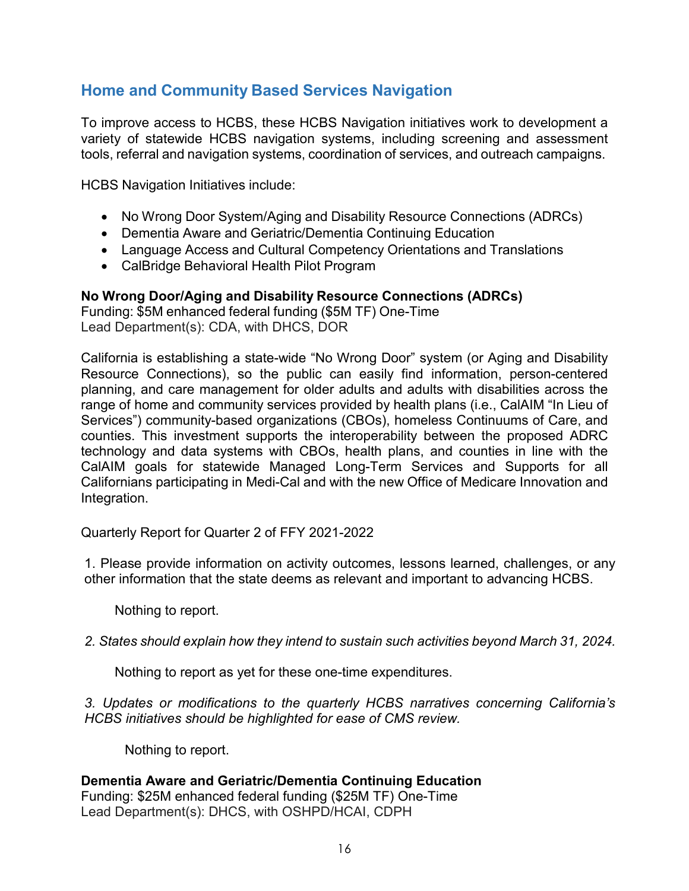## Home and Community Based Services Navigation

To improve access to HCBS, these HCBS Navigation initiatives work to development a variety of statewide HCBS navigation systems, including screening and assessment tools, referral and navigation systems, coordination of services, and outreach campaigns.

HCBS Navigation Initiatives include:

- No Wrong Door System/Aging and Disability Resource Connections (ADRCs)
- Dementia Aware and Geriatric/Dementia Continuing Education
- Language Access and Cultural Competency Orientations and Translations
- CalBridge Behavioral Health Pilot Program

**No Wrong Door/Aging and Disability Resource Connections (ADRCs)**
Funding: $5M enhanced federal funding ($5M TF) One-Time
Lead Department(s): CDA, with DHCS, DOR

California is establishing a state-wide "No Wrong Door" system (or Aging and Disability Resource Connections), so the public can easily find information, person-centered planning, and care management for older adults and adults with disabilities across the range of home and community services provided by health plans (i.e., CalAIM "In Lieu of Services") community-based organizations (CBOs), homeless Continuums of Care, and counties. This investment supports the interoperability between the proposed ADRC technology and data systems with CBOs, health plans, and counties in line with the CalAIM goals for statewide Managed Long-Term Services and Supports for all Californians participating in Medi-Cal and with the new Office of Medicare Innovation and Integration.

Quarterly Report for Quarter 2 of FFY 2021-2022

1. Please provide information on activity outcomes, lessons learned, challenges, or any other information that the state deems as relevant and important to advancing HCBS.

    Nothing to report.

*2. States should explain how they intend to sustain such activities beyond March 31, 2024.*

    Nothing to report as yet for these one-time expenditures.

*3. Updates or modifications to the quarterly HCBS narratives concerning California's HCBS initiatives should be highlighted for ease of CMS review.*

    Nothing to report.

**Dementia Aware and Geriatric/Dementia Continuing Education**
Funding: $25M enhanced federal funding ($25M TF) One-Time
Lead Department(s): DHCS, with OSHPD/HCAI, CDPH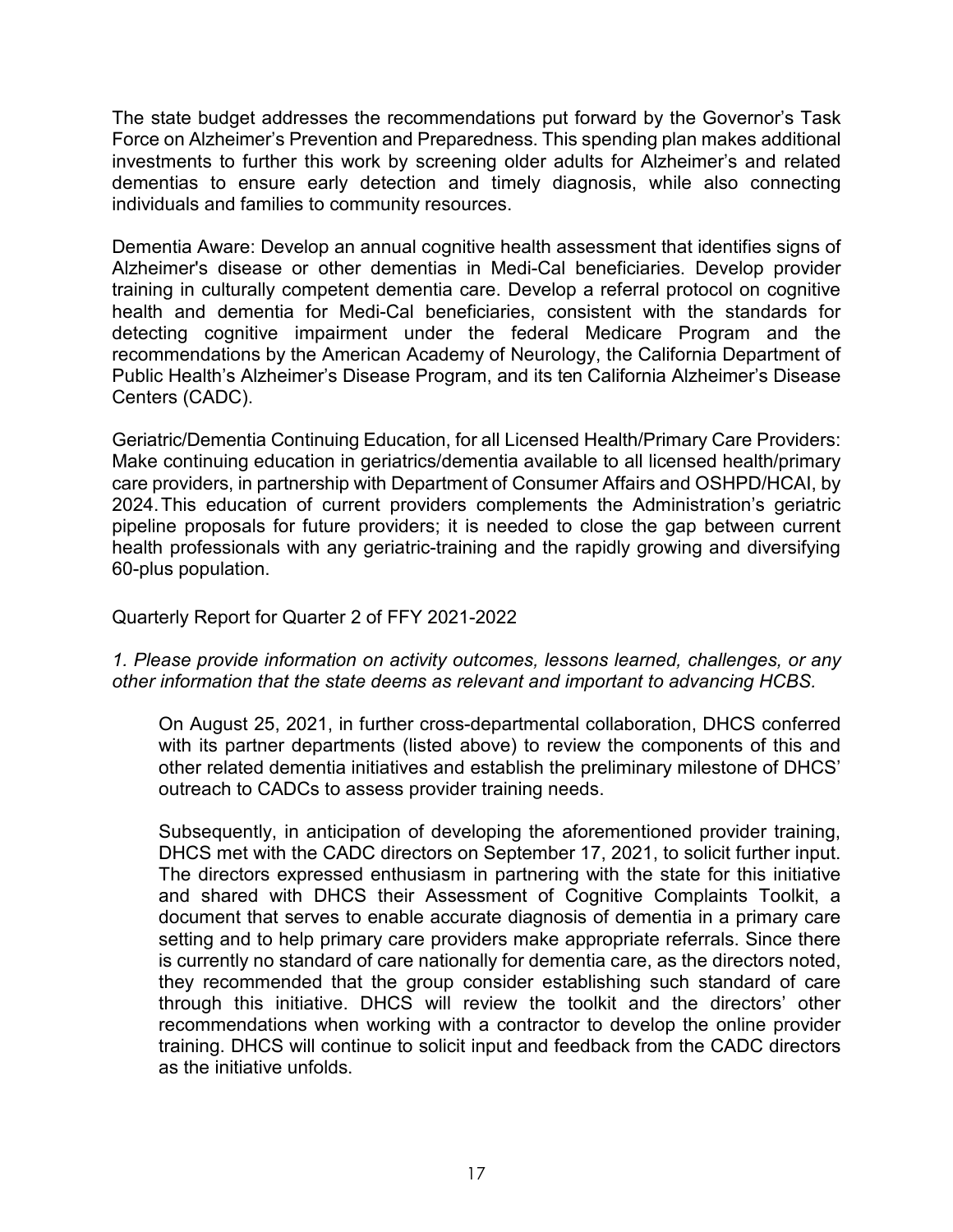The state budget addresses the recommendations put forward by the Governor's Task Force on Alzheimer's Prevention and Preparedness. This spending plan makes additional investments to further this work by screening older adults for Alzheimer's and related dementias to ensure early detection and timely diagnosis, while also connecting individuals and families to community resources.

Dementia Aware: Develop an annual cognitive health assessment that identifies signs of Alzheimer's disease or other dementias in Medi-Cal beneficiaries. Develop provider training in culturally competent dementia care. Develop a referral protocol on cognitive health and dementia for Medi-Cal beneficiaries, consistent with the standards for detecting cognitive impairment under the federal Medicare Program and the recommendations by the American Academy of Neurology, the California Department of Public Health's Alzheimer's Disease Program, and its ten California Alzheimer's Disease Centers (CADC).

Geriatric/Dementia Continuing Education, for all Licensed Health/Primary Care Providers: Make continuing education in geriatrics/dementia available to all licensed health/primary care providers, in partnership with Department of Consumer Affairs and OSHPD/HCAI, by 2024. This education of current providers complements the Administration's geriatric pipeline proposals for future providers; it is needed to close the gap between current health professionals with any geriatric-training and the rapidly growing and diversifying 60-plus population.

Quarterly Report for Quarter 2 of FFY 2021-2022

*1. Please provide information on activity outcomes, lessons learned, challenges, or any other information that the state deems as relevant and important to advancing HCBS.*

> On August 25, 2021, in further cross-departmental collaboration, DHCS conferred with its partner departments (listed above) to review the components of this and other related dementia initiatives and establish the preliminary milestone of DHCS' outreach to CADCs to assess provider training needs.
>
> Subsequently, in anticipation of developing the aforementioned provider training, DHCS met with the CADC directors on September 17, 2021, to solicit further input. The directors expressed enthusiasm in partnering with the state for this initiative and shared with DHCS their Assessment of Cognitive Complaints Toolkit, a document that serves to enable accurate diagnosis of dementia in a primary care setting and to help primary care providers make appropriate referrals. Since there is currently no standard of care nationally for dementia care, as the directors noted, they recommended that the group consider establishing such standard of care through this initiative. DHCS will review the toolkit and the directors' other recommendations when working with a contractor to develop the online provider training. DHCS will continue to solicit input and feedback from the CADC directors as the initiative unfolds.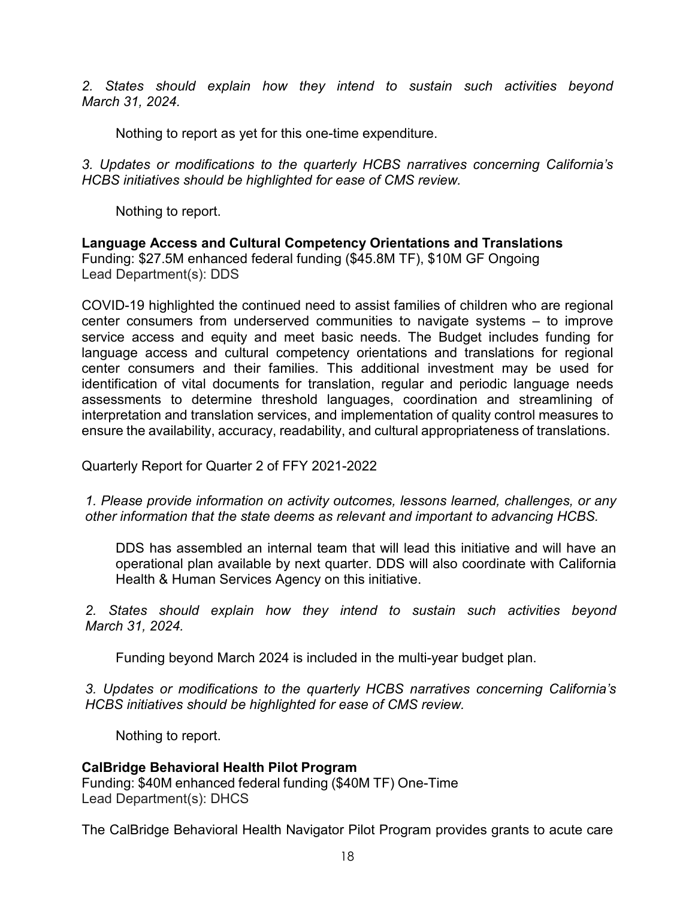*2. States should explain how they intend to sustain such activities beyond March 31, 2024.*

Nothing to report as yet for this one-time expenditure.

*3. Updates or modifications to the quarterly HCBS narratives concerning California's HCBS initiatives should be highlighted for ease of CMS review.*

Nothing to report.

**Language Access and Cultural Competency Orientations and Translations**
Funding: $27.5M enhanced federal funding ($45.8M TF), $10M GF Ongoing
Lead Department(s): DDS

COVID-19 highlighted the continued need to assist families of children who are regional center consumers from underserved communities to navigate systems – to improve service access and equity and meet basic needs. The Budget includes funding for language access and cultural competency orientations and translations for regional center consumers and their families. This additional investment may be used for identification of vital documents for translation, regular and periodic language needs assessments to determine threshold languages, coordination and streamlining of interpretation and translation services, and implementation of quality control measures to ensure the availability, accuracy, readability, and cultural appropriateness of translations.

Quarterly Report for Quarter 2 of FFY 2021-2022

*1. Please provide information on activity outcomes, lessons learned, challenges, or any other information that the state deems as relevant and important to advancing HCBS.*

DDS has assembled an internal team that will lead this initiative and will have an operational plan available by next quarter. DDS will also coordinate with California Health & Human Services Agency on this initiative.

*2. States should explain how they intend to sustain such activities beyond March 31, 2024.*

Funding beyond March 2024 is included in the multi-year budget plan.

*3. Updates or modifications to the quarterly HCBS narratives concerning California's HCBS initiatives should be highlighted for ease of CMS review.*

Nothing to report.

**CalBridge Behavioral Health Pilot Program**
Funding: $40M enhanced federal funding ($40M TF) One-Time
Lead Department(s): DHCS

The CalBridge Behavioral Health Navigator Pilot Program provides grants to acute care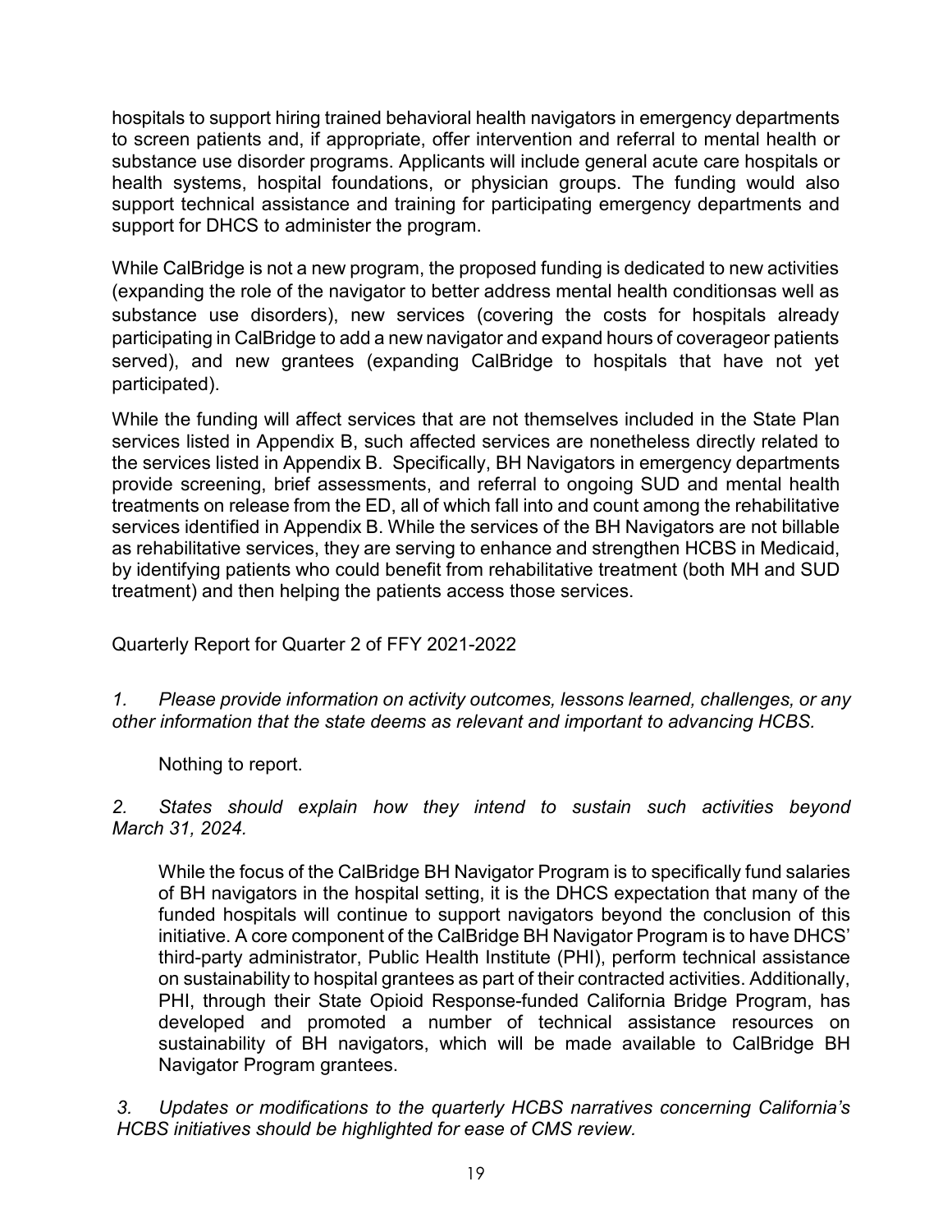hospitals to support hiring trained behavioral health navigators in emergency departments to screen patients and, if appropriate, offer intervention and referral to mental health or substance use disorder programs. Applicants will include general acute care hospitals or health systems, hospital foundations, or physician groups. The funding would also support technical assistance and training for participating emergency departments and support for DHCS to administer the program.

While CalBridge is not a new program, the proposed funding is dedicated to new activities (expanding the role of the navigator to better address mental health conditionsas well as substance use disorders), new services (covering the costs for hospitals already participating in CalBridge to add a new navigator and expand hours of coverageor patients served), and new grantees (expanding CalBridge to hospitals that have not yet participated).

While the funding will affect services that are not themselves included in the State Plan services listed in Appendix B, such affected services are nonetheless directly related to the services listed in Appendix B. Specifically, BH Navigators in emergency departments provide screening, brief assessments, and referral to ongoing SUD and mental health treatments on release from the ED, all of which fall into and count among the rehabilitative services identified in Appendix B. While the services of the BH Navigators are not billable as rehabilitative services, they are serving to enhance and strengthen HCBS in Medicaid, by identifying patients who could benefit from rehabilitative treatment (both MH and SUD treatment) and then helping the patients access those services.

Quarterly Report for Quarter 2 of FFY 2021-2022

*1. Please provide information on activity outcomes, lessons learned, challenges, or any other information that the state deems as relevant and important to advancing HCBS.*

Nothing to report.

*2. States should explain how they intend to sustain such activities beyond March 31, 2024.*

While the focus of the CalBridge BH Navigator Program is to specifically fund salaries of BH navigators in the hospital setting, it is the DHCS expectation that many of the funded hospitals will continue to support navigators beyond the conclusion of this initiative. A core component of the CalBridge BH Navigator Program is to have DHCS' third-party administrator, Public Health Institute (PHI), perform technical assistance on sustainability to hospital grantees as part of their contracted activities. Additionally, PHI, through their State Opioid Response-funded California Bridge Program, has developed and promoted a number of technical assistance resources on sustainability of BH navigators, which will be made available to CalBridge BH Navigator Program grantees.

*3. Updates or modifications to the quarterly HCBS narratives concerning California's HCBS initiatives should be highlighted for ease of CMS review.*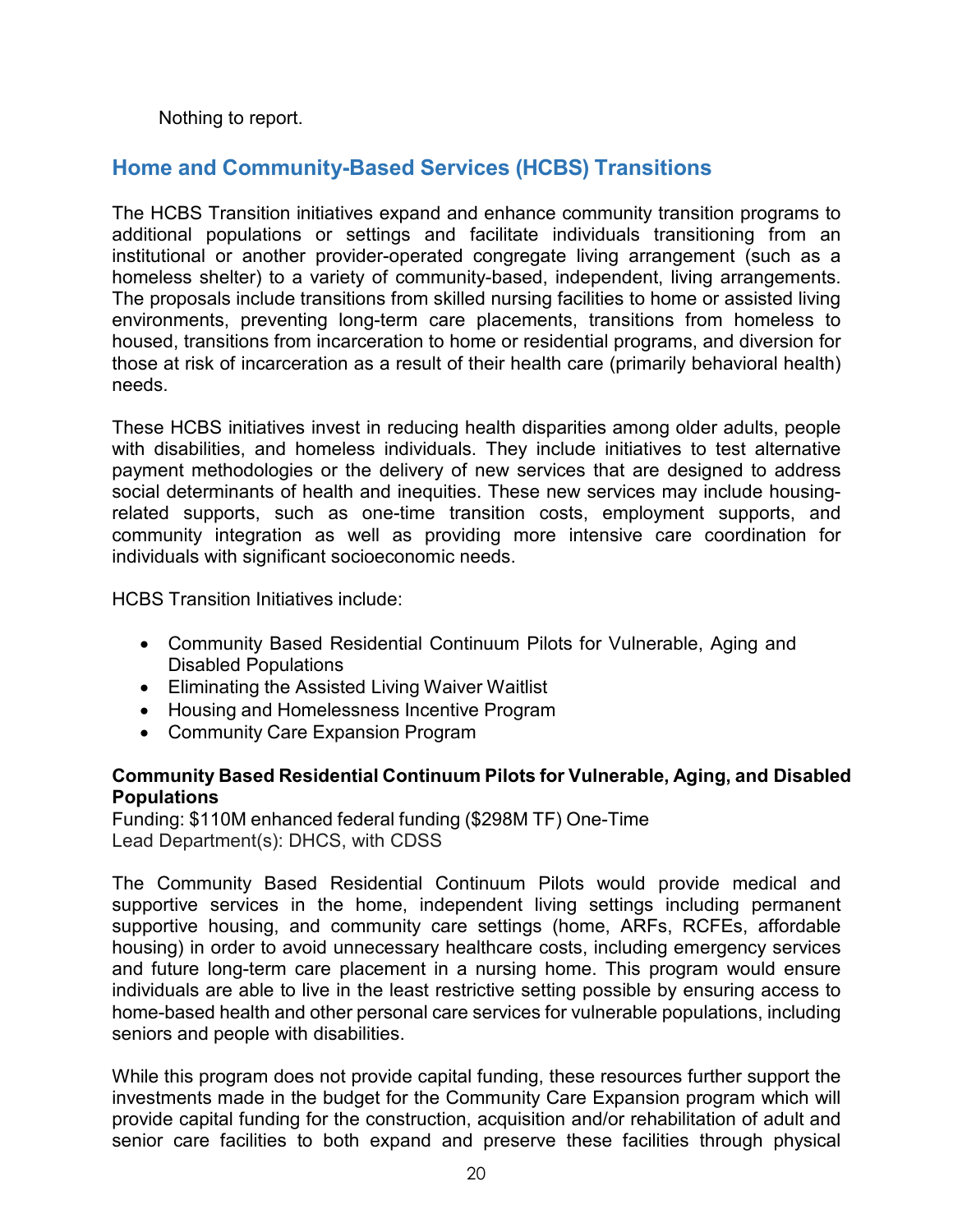Nothing to report.

## Home and Community-Based Services (HCBS) Transitions

The HCBS Transition initiatives expand and enhance community transition programs to additional populations or settings and facilitate individuals transitioning from an institutional or another provider-operated congregate living arrangement (such as a homeless shelter) to a variety of community-based, independent, living arrangements. The proposals include transitions from skilled nursing facilities to home or assisted living environments, preventing long-term care placements, transitions from homeless to housed, transitions from incarceration to home or residential programs, and diversion for those at risk of incarceration as a result of their health care (primarily behavioral health) needs.

These HCBS initiatives invest in reducing health disparities among older adults, people with disabilities, and homeless individuals. They include initiatives to test alternative payment methodologies or the delivery of new services that are designed to address social determinants of health and inequities. These new services may include housing-related supports, such as one-time transition costs, employment supports, and community integration as well as providing more intensive care coordination for individuals with significant socioeconomic needs.

HCBS Transition Initiatives include:

- Community Based Residential Continuum Pilots for Vulnerable, Aging and Disabled Populations
- Eliminating the Assisted Living Waiver Waitlist
- Housing and Homelessness Incentive Program
- Community Care Expansion Program

**Community Based Residential Continuum Pilots for Vulnerable, Aging, and Disabled Populations**
Funding: $110M enhanced federal funding ($298M TF) One-Time
Lead Department(s): DHCS, with CDSS

The Community Based Residential Continuum Pilots would provide medical and supportive services in the home, independent living settings including permanent supportive housing, and community care settings (home, ARFs, RCFEs, affordable housing) in order to avoid unnecessary healthcare costs, including emergency services and future long-term care placement in a nursing home. This program would ensure individuals are able to live in the least restrictive setting possible by ensuring access to home-based health and other personal care services for vulnerable populations, including seniors and people with disabilities.

While this program does not provide capital funding, these resources further support the investments made in the budget for the Community Care Expansion program which will provide capital funding for the construction, acquisition and/or rehabilitation of adult and senior care facilities to both expand and preserve these facilities through physical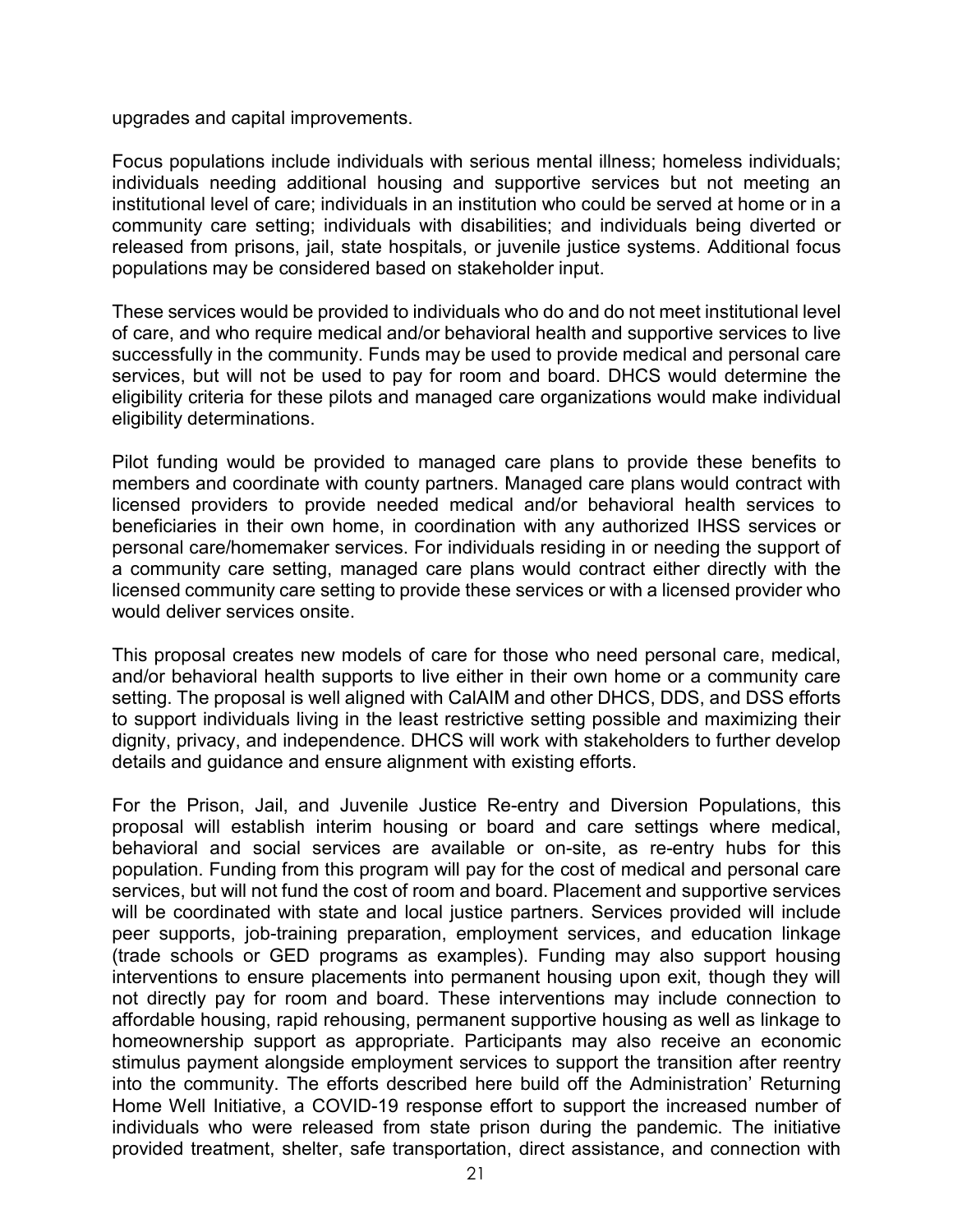upgrades and capital improvements.

Focus populations include individuals with serious mental illness; homeless individuals; individuals needing additional housing and supportive services but not meeting an institutional level of care; individuals in an institution who could be served at home or in a community care setting; individuals with disabilities; and individuals being diverted or released from prisons, jail, state hospitals, or juvenile justice systems. Additional focus populations may be considered based on stakeholder input.

These services would be provided to individuals who do and do not meet institutional level of care, and who require medical and/or behavioral health and supportive services to live successfully in the community. Funds may be used to provide medical and personal care services, but will not be used to pay for room and board. DHCS would determine the eligibility criteria for these pilots and managed care organizations would make individual eligibility determinations.

Pilot funding would be provided to managed care plans to provide these benefits to members and coordinate with county partners. Managed care plans would contract with licensed providers to provide needed medical and/or behavioral health services to beneficiaries in their own home, in coordination with any authorized IHSS services or personal care/homemaker services. For individuals residing in or needing the support of a community care setting, managed care plans would contract either directly with the licensed community care setting to provide these services or with a licensed provider who would deliver services onsite.

This proposal creates new models of care for those who need personal care, medical, and/or behavioral health supports to live either in their own home or a community care setting. The proposal is well aligned with CalAIM and other DHCS, DDS, and DSS efforts to support individuals living in the least restrictive setting possible and maximizing their dignity, privacy, and independence. DHCS will work with stakeholders to further develop details and guidance and ensure alignment with existing efforts.

For the Prison, Jail, and Juvenile Justice Re-entry and Diversion Populations, this proposal will establish interim housing or board and care settings where medical, behavioral and social services are available or on-site, as re-entry hubs for this population. Funding from this program will pay for the cost of medical and personal care services, but will not fund the cost of room and board. Placement and supportive services will be coordinated with state and local justice partners. Services provided will include peer supports, job-training preparation, employment services, and education linkage (trade schools or GED programs as examples). Funding may also support housing interventions to ensure placements into permanent housing upon exit, though they will not directly pay for room and board. These interventions may include connection to affordable housing, rapid rehousing, permanent supportive housing as well as linkage to homeownership support as appropriate. Participants may also receive an economic stimulus payment alongside employment services to support the transition after reentry into the community. The efforts described here build off the Administration' Returning Home Well Initiative, a COVID-19 response effort to support the increased number of individuals who were released from state prison during the pandemic. The initiative provided treatment, shelter, safe transportation, direct assistance, and connection with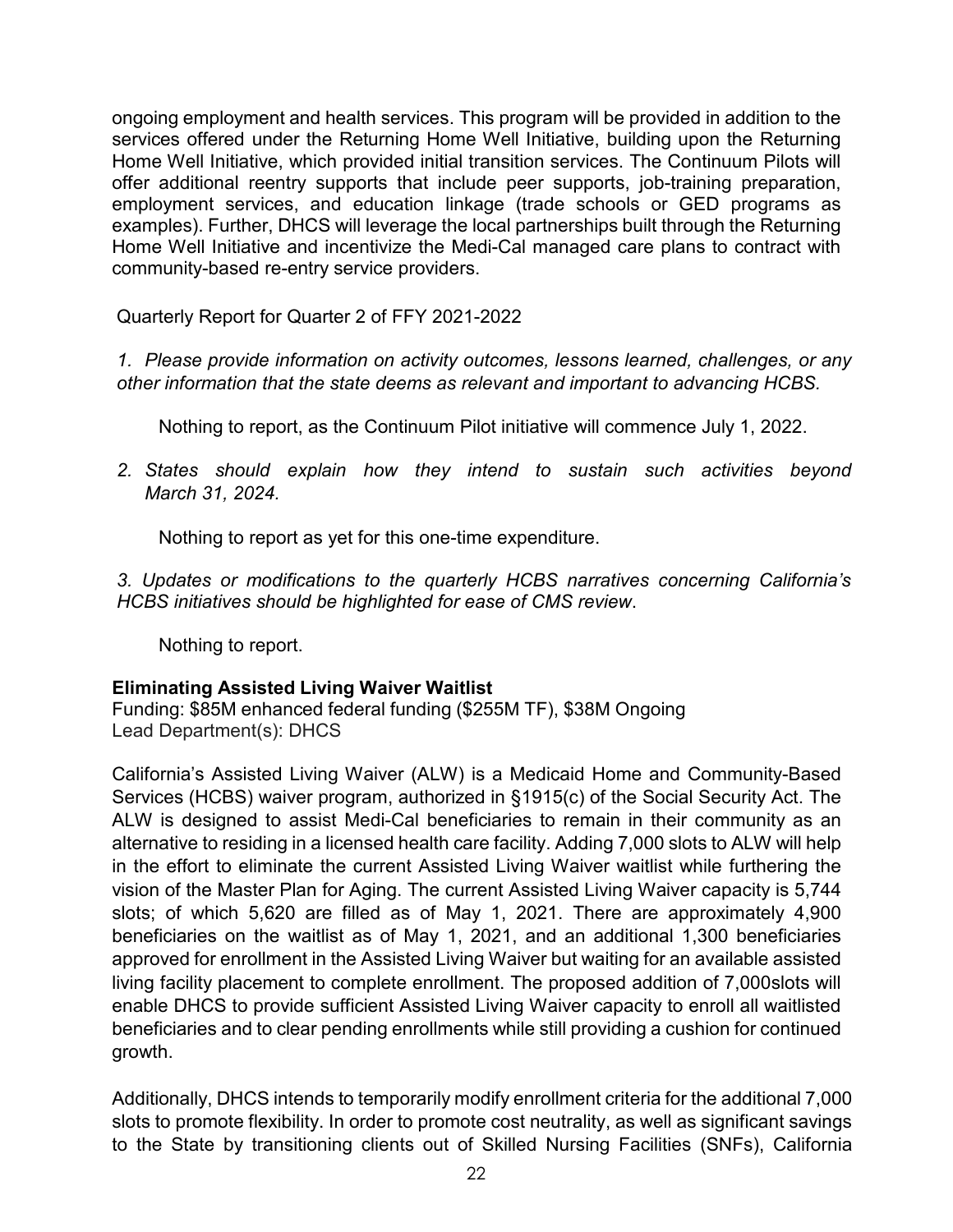ongoing employment and health services. This program will be provided in addition to the services offered under the Returning Home Well Initiative, building upon the Returning Home Well Initiative, which provided initial transition services. The Continuum Pilots will offer additional reentry supports that include peer supports, job-training preparation, employment services, and education linkage (trade schools or GED programs as examples). Further, DHCS will leverage the local partnerships built through the Returning Home Well Initiative and incentivize the Medi-Cal managed care plans to contract with community-based re-entry service providers.

Quarterly Report for Quarter 2 of FFY 2021-2022

*1. Please provide information on activity outcomes, lessons learned, challenges, or any other information that the state deems as relevant and important to advancing HCBS.*

Nothing to report, as the Continuum Pilot initiative will commence July 1, 2022.

*2. States should explain how they intend to sustain such activities beyond March 31, 2024.*

Nothing to report as yet for this one-time expenditure.

*3. Updates or modifications to the quarterly HCBS narratives concerning California's HCBS initiatives should be highlighted for ease of CMS review*.

Nothing to report.

**Eliminating Assisted Living Waiver Waitlist**
Funding: $85M enhanced federal funding ($255M TF), $38M Ongoing
Lead Department(s): DHCS

California's Assisted Living Waiver (ALW) is a Medicaid Home and Community-Based Services (HCBS) waiver program, authorized in §1915(c) of the Social Security Act. The ALW is designed to assist Medi-Cal beneficiaries to remain in their community as an alternative to residing in a licensed health care facility. Adding 7,000 slots to ALW will help in the effort to eliminate the current Assisted Living Waiver waitlist while furthering the vision of the Master Plan for Aging. The current Assisted Living Waiver capacity is 5,744 slots; of which 5,620 are filled as of May 1, 2021. There are approximately 4,900 beneficiaries on the waitlist as of May 1, 2021, and an additional 1,300 beneficiaries approved for enrollment in the Assisted Living Waiver but waiting for an available assisted living facility placement to complete enrollment. The proposed addition of 7,000slots will enable DHCS to provide sufficient Assisted Living Waiver capacity to enroll all waitlisted beneficiaries and to clear pending enrollments while still providing a cushion for continued growth.

Additionally, DHCS intends to temporarily modify enrollment criteria for the additional 7,000 slots to promote flexibility. In order to promote cost neutrality, as well as significant savings to the State by transitioning clients out of Skilled Nursing Facilities (SNFs), California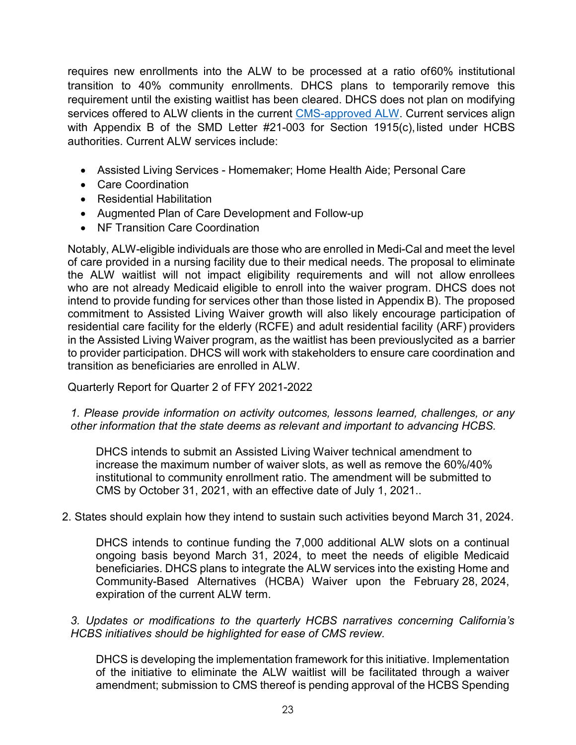requires new enrollments into the ALW to be processed at a ratio of60% institutional transition to 40% community enrollments. DHCS plans to temporarily remove this requirement until the existing waitlist has been cleared. DHCS does not plan on modifying services offered to ALW clients in the current CMS-approved ALW. Current services align with Appendix B of the SMD Letter #21-003 for Section 1915(c), listed under HCBS authorities. Current ALW services include:

- Assisted Living Services - Homemaker; Home Health Aide; Personal Care
- Care Coordination
- Residential Habilitation
- Augmented Plan of Care Development and Follow-up
- NF Transition Care Coordination

Notably, ALW-eligible individuals are those who are enrolled in Medi-Cal and meet the level of care provided in a nursing facility due to their medical needs. The proposal to eliminate the ALW waitlist will not impact eligibility requirements and will not allow enrollees who are not already Medicaid eligible to enroll into the waiver program. DHCS does not intend to provide funding for services other than those listed in Appendix B). The proposed commitment to Assisted Living Waiver growth will also likely encourage participation of residential care facility for the elderly (RCFE) and adult residential facility (ARF) providers in the Assisted Living Waiver program, as the waitlist has been previouslycited as a barrier to provider participation. DHCS will work with stakeholders to ensure care coordination and transition as beneficiaries are enrolled in ALW.

Quarterly Report for Quarter 2 of FFY 2021-2022

*1. Please provide information on activity outcomes, lessons learned, challenges, or any other information that the state deems as relevant and important to advancing HCBS.*

DHCS intends to submit an Assisted Living Waiver technical amendment to increase the maximum number of waiver slots, as well as remove the 60%/40% institutional to community enrollment ratio. The amendment will be submitted to CMS by October 31, 2021, with an effective date of July 1, 2021..

2. States should explain how they intend to sustain such activities beyond March 31, 2024.

DHCS intends to continue funding the 7,000 additional ALW slots on a continual ongoing basis beyond March 31, 2024, to meet the needs of eligible Medicaid beneficiaries. DHCS plans to integrate the ALW services into the existing Home and Community-Based Alternatives (HCBA) Waiver upon the February 28, 2024, expiration of the current ALW term.

*3. Updates or modifications to the quarterly HCBS narratives concerning California's HCBS initiatives should be highlighted for ease of CMS review.*

DHCS is developing the implementation framework for this initiative. Implementation of the initiative to eliminate the ALW waitlist will be facilitated through a waiver amendment; submission to CMS thereof is pending approval of the HCBS Spending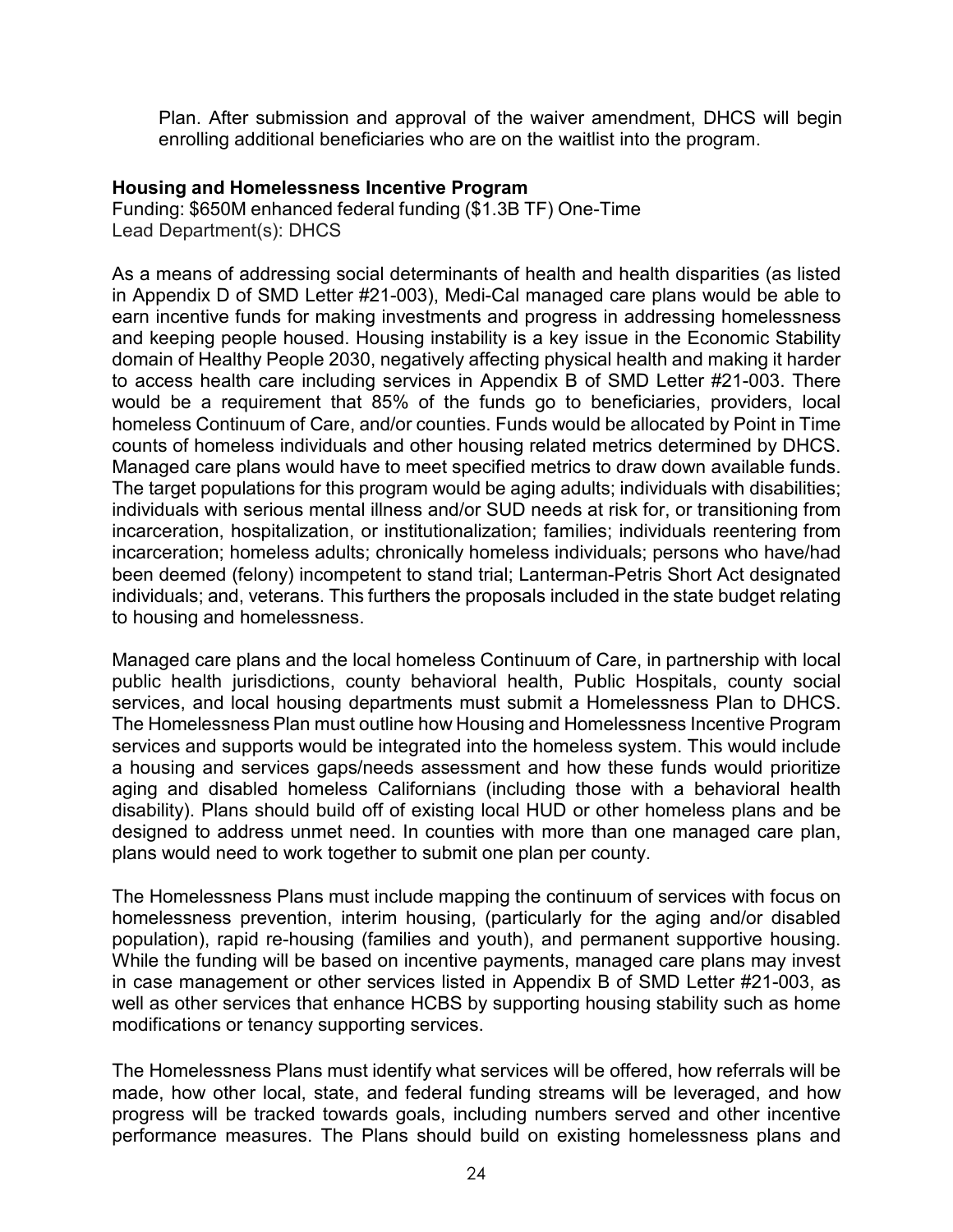Plan. After submission and approval of the waiver amendment, DHCS will begin enrolling additional beneficiaries who are on the waitlist into the program.

**Housing and Homelessness Incentive Program**

Funding: $650M enhanced federal funding ($1.3B TF) One-Time
Lead Department(s): DHCS

As a means of addressing social determinants of health and health disparities (as listed in Appendix D of SMD Letter #21-003), Medi-Cal managed care plans would be able to earn incentive funds for making investments and progress in addressing homelessness and keeping people housed. Housing instability is a key issue in the Economic Stability domain of Healthy People 2030, negatively affecting physical health and making it harder to access health care including services in Appendix B of SMD Letter #21-003. There would be a requirement that 85% of the funds go to beneficiaries, providers, local homeless Continuum of Care, and/or counties. Funds would be allocated by Point in Time counts of homeless individuals and other housing related metrics determined by DHCS. Managed care plans would have to meet specified metrics to draw down available funds. The target populations for this program would be aging adults; individuals with disabilities; individuals with serious mental illness and/or SUD needs at risk for, or transitioning from incarceration, hospitalization, or institutionalization; families; individuals reentering from incarceration; homeless adults; chronically homeless individuals; persons who have/had been deemed (felony) incompetent to stand trial; Lanterman-Petris Short Act designated individuals; and, veterans. This furthers the proposals included in the state budget relating to housing and homelessness.

Managed care plans and the local homeless Continuum of Care, in partnership with local public health jurisdictions, county behavioral health, Public Hospitals, county social services, and local housing departments must submit a Homelessness Plan to DHCS. The Homelessness Plan must outline how Housing and Homelessness Incentive Program services and supports would be integrated into the homeless system. This would include a housing and services gaps/needs assessment and how these funds would prioritize aging and disabled homeless Californians (including those with a behavioral health disability). Plans should build off of existing local HUD or other homeless plans and be designed to address unmet need. In counties with more than one managed care plan, plans would need to work together to submit one plan per county.

The Homelessness Plans must include mapping the continuum of services with focus on homelessness prevention, interim housing, (particularly for the aging and/or disabled population), rapid re-housing (families and youth), and permanent supportive housing. While the funding will be based on incentive payments, managed care plans may invest in case management or other services listed in Appendix B of SMD Letter #21-003, as well as other services that enhance HCBS by supporting housing stability such as home modifications or tenancy supporting services.

The Homelessness Plans must identify what services will be offered, how referrals will be made, how other local, state, and federal funding streams will be leveraged, and how progress will be tracked towards goals, including numbers served and other incentive performance measures. The Plans should build on existing homelessness plans and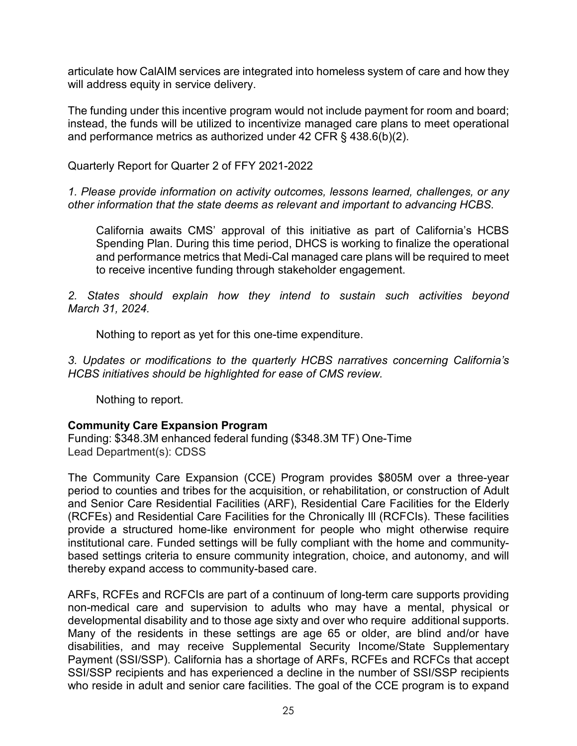articulate how CalAIM services are integrated into homeless system of care and how they will address equity in service delivery.

The funding under this incentive program would not include payment for room and board; instead, the funds will be utilized to incentivize managed care plans to meet operational and performance metrics as authorized under 42 CFR § 438.6(b)(2).

Quarterly Report for Quarter 2 of FFY 2021-2022

*1. Please provide information on activity outcomes, lessons learned, challenges, or any other information that the state deems as relevant and important to advancing HCBS.*

> California awaits CMS' approval of this initiative as part of California's HCBS Spending Plan. During this time period, DHCS is working to finalize the operational and performance metrics that Medi-Cal managed care plans will be required to meet to receive incentive funding through stakeholder engagement.

*2. States should explain how they intend to sustain such activities beyond March 31, 2024.*

> Nothing to report as yet for this one-time expenditure.

*3. Updates or modifications to the quarterly HCBS narratives concerning California's HCBS initiatives should be highlighted for ease of CMS review.*

> Nothing to report.

**Community Care Expansion Program**
Funding: $348.3M enhanced federal funding ($348.3M TF) One-Time
Lead Department(s): CDSS

The Community Care Expansion (CCE) Program provides $805M over a three-year period to counties and tribes for the acquisition, or rehabilitation, or construction of Adult and Senior Care Residential Facilities (ARF), Residential Care Facilities for the Elderly (RCFEs) and Residential Care Facilities for the Chronically Ill (RCFCIs). These facilities provide a structured home-like environment for people who might otherwise require institutional care. Funded settings will be fully compliant with the home and community-based settings criteria to ensure community integration, choice, and autonomy, and will thereby expand access to community-based care.

ARFs, RCFEs and RCFCIs are part of a continuum of long-term care supports providing non-medical care and supervision to adults who may have a mental, physical or developmental disability and to those age sixty and over who require additional supports. Many of the residents in these settings are age 65 or older, are blind and/or have disabilities, and may receive Supplemental Security Income/State Supplementary Payment (SSI/SSP). California has a shortage of ARFs, RCFEs and RCFCs that accept SSI/SSP recipients and has experienced a decline in the number of SSI/SSP recipients who reside in adult and senior care facilities. The goal of the CCE program is to expand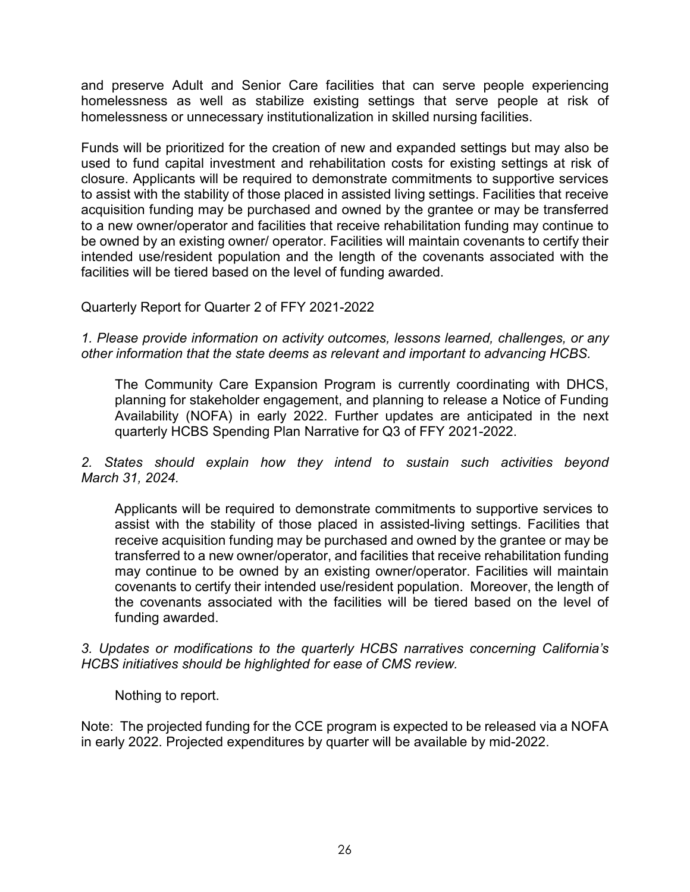and preserve Adult and Senior Care facilities that can serve people experiencing homelessness as well as stabilize existing settings that serve people at risk of homelessness or unnecessary institutionalization in skilled nursing facilities.

Funds will be prioritized for the creation of new and expanded settings but may also be used to fund capital investment and rehabilitation costs for existing settings at risk of closure. Applicants will be required to demonstrate commitments to supportive services to assist with the stability of those placed in assisted living settings. Facilities that receive acquisition funding may be purchased and owned by the grantee or may be transferred to a new owner/operator and facilities that receive rehabilitation funding may continue to be owned by an existing owner/ operator. Facilities will maintain covenants to certify their intended use/resident population and the length of the covenants associated with the facilities will be tiered based on the level of funding awarded.

Quarterly Report for Quarter 2 of FFY 2021-2022

*1. Please provide information on activity outcomes, lessons learned, challenges, or any other information that the state deems as relevant and important to advancing HCBS.*

The Community Care Expansion Program is currently coordinating with DHCS, planning for stakeholder engagement, and planning to release a Notice of Funding Availability (NOFA) in early 2022. Further updates are anticipated in the next quarterly HCBS Spending Plan Narrative for Q3 of FFY 2021-2022.

*2. States should explain how they intend to sustain such activities beyond March 31, 2024.*

Applicants will be required to demonstrate commitments to supportive services to assist with the stability of those placed in assisted-living settings. Facilities that receive acquisition funding may be purchased and owned by the grantee or may be transferred to a new owner/operator, and facilities that receive rehabilitation funding may continue to be owned by an existing owner/operator. Facilities will maintain covenants to certify their intended use/resident population. Moreover, the length of the covenants associated with the facilities will be tiered based on the level of funding awarded.

*3. Updates or modifications to the quarterly HCBS narratives concerning California's HCBS initiatives should be highlighted for ease of CMS review.*

Nothing to report.

Note: The projected funding for the CCE program is expected to be released via a NOFA in early 2022. Projected expenditures by quarter will be available by mid-2022.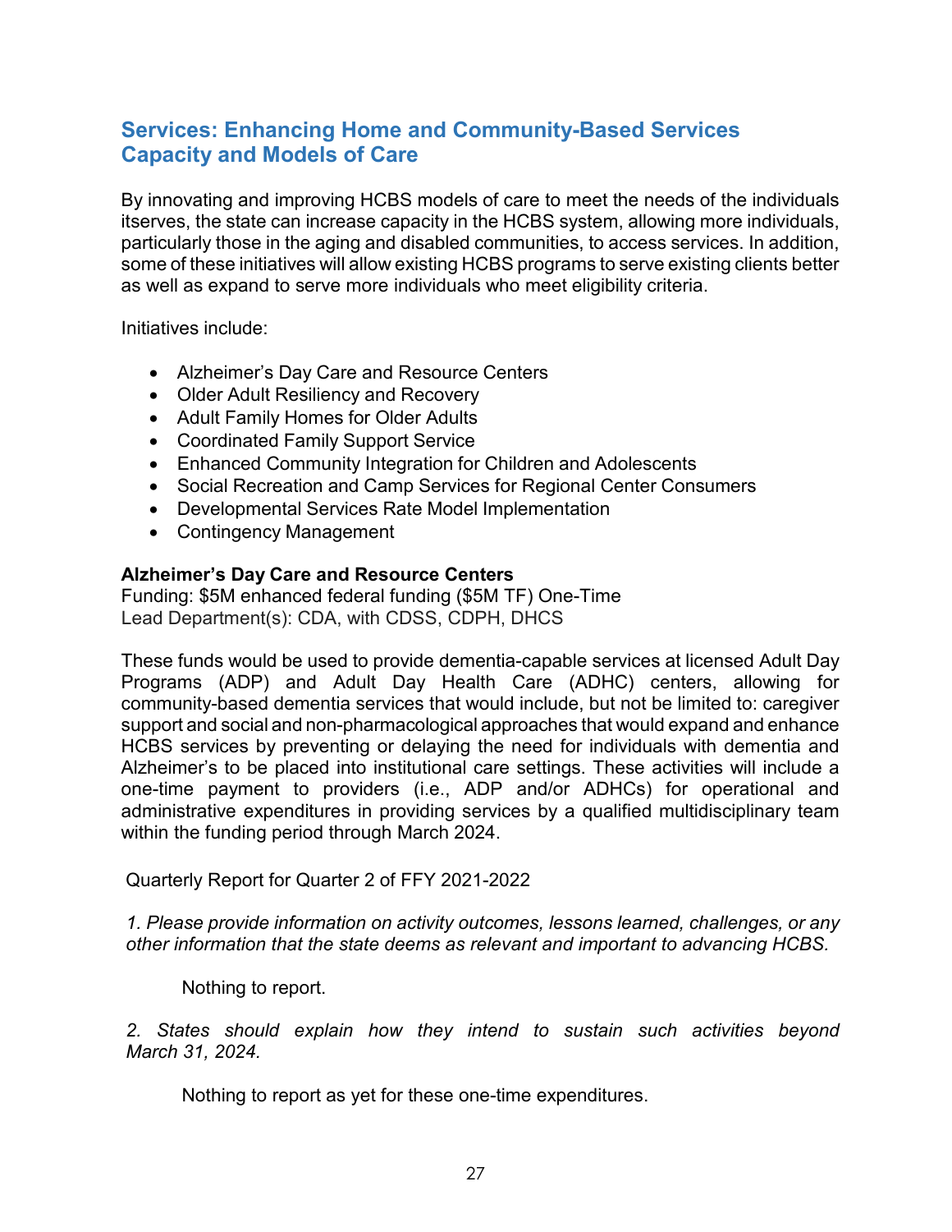## Services: Enhancing Home and Community-Based Services Capacity and Models of Care

By innovating and improving HCBS models of care to meet the needs of the individuals itserves, the state can increase capacity in the HCBS system, allowing more individuals, particularly those in the aging and disabled communities, to access services. In addition, some of these initiatives will allow existing HCBS programs to serve existing clients better as well as expand to serve more individuals who meet eligibility criteria.

Initiatives include:

- Alzheimer's Day Care and Resource Centers
- Older Adult Resiliency and Recovery
- Adult Family Homes for Older Adults
- Coordinated Family Support Service
- Enhanced Community Integration for Children and Adolescents
- Social Recreation and Camp Services for Regional Center Consumers
- Developmental Services Rate Model Implementation
- Contingency Management

**Alzheimer's Day Care and Resource Centers**
Funding: $5M enhanced federal funding ($5M TF) One-Time
Lead Department(s): CDA, with CDSS, CDPH, DHCS

These funds would be used to provide dementia-capable services at licensed Adult Day Programs (ADP) and Adult Day Health Care (ADHC) centers, allowing for community-based dementia services that would include, but not be limited to: caregiver support and social and non-pharmacological approaches that would expand and enhance HCBS services by preventing or delaying the need for individuals with dementia and Alzheimer's to be placed into institutional care settings. These activities will include a one-time payment to providers (i.e., ADP and/or ADHCs) for operational and administrative expenditures in providing services by a qualified multidisciplinary team within the funding period through March 2024.

Quarterly Report for Quarter 2 of FFY 2021-2022

*1. Please provide information on activity outcomes, lessons learned, challenges, or any other information that the state deems as relevant and important to advancing HCBS.*

Nothing to report.

*2. States should explain how they intend to sustain such activities beyond March 31, 2024.*

Nothing to report as yet for these one-time expenditures.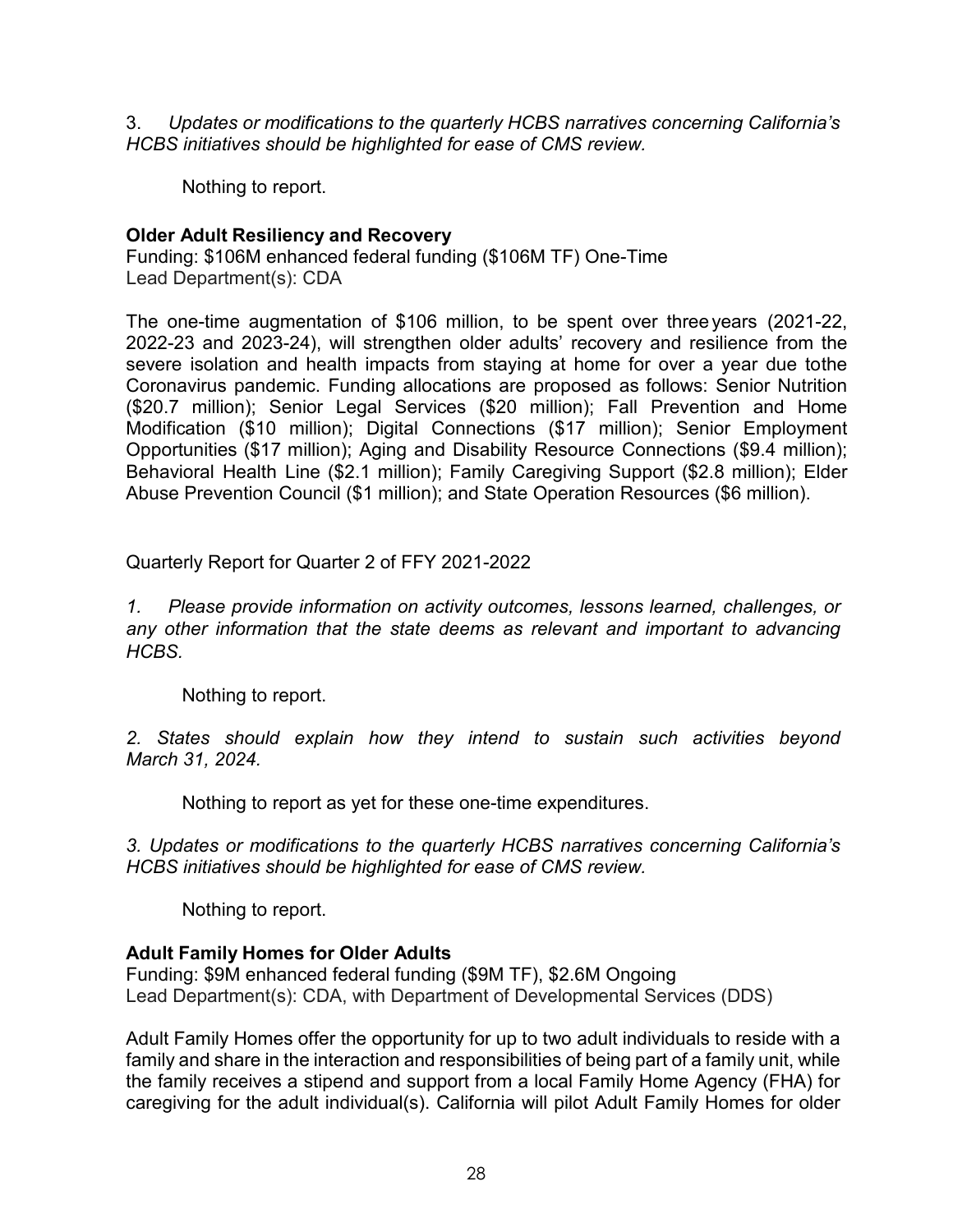3. *Updates or modifications to the quarterly HCBS narratives concerning California's HCBS initiatives should be highlighted for ease of CMS review.*

Nothing to report.

**Older Adult Resiliency and Recovery**
Funding: $106M enhanced federal funding ($106M TF) One-Time
Lead Department(s): CDA

The one-time augmentation of $106 million, to be spent over three years (2021-22, 2022-23 and 2023-24), will strengthen older adults' recovery and resilience from the severe isolation and health impacts from staying at home for over a year due tothe Coronavirus pandemic. Funding allocations are proposed as follows: Senior Nutrition ($20.7 million); Senior Legal Services ($20 million); Fall Prevention and Home Modification ($10 million); Digital Connections ($17 million); Senior Employment Opportunities ($17 million); Aging and Disability Resource Connections ($9.4 million); Behavioral Health Line ($2.1 million); Family Caregiving Support ($2.8 million); Elder Abuse Prevention Council ($1 million); and State Operation Resources ($6 million).

Quarterly Report for Quarter 2 of FFY 2021-2022

*1. Please provide information on activity outcomes, lessons learned, challenges, or any other information that the state deems as relevant and important to advancing HCBS.*

Nothing to report.

*2. States should explain how they intend to sustain such activities beyond March 31, 2024.*

Nothing to report as yet for these one-time expenditures.

*3. Updates or modifications to the quarterly HCBS narratives concerning California's HCBS initiatives should be highlighted for ease of CMS review.*

Nothing to report.

**Adult Family Homes for Older Adults**
Funding: $9M enhanced federal funding ($9M TF), $2.6M Ongoing
Lead Department(s): CDA, with Department of Developmental Services (DDS)

Adult Family Homes offer the opportunity for up to two adult individuals to reside with a family and share in the interaction and responsibilities of being part of a family unit, while the family receives a stipend and support from a local Family Home Agency (FHA) for caregiving for the adult individual(s). California will pilot Adult Family Homes for older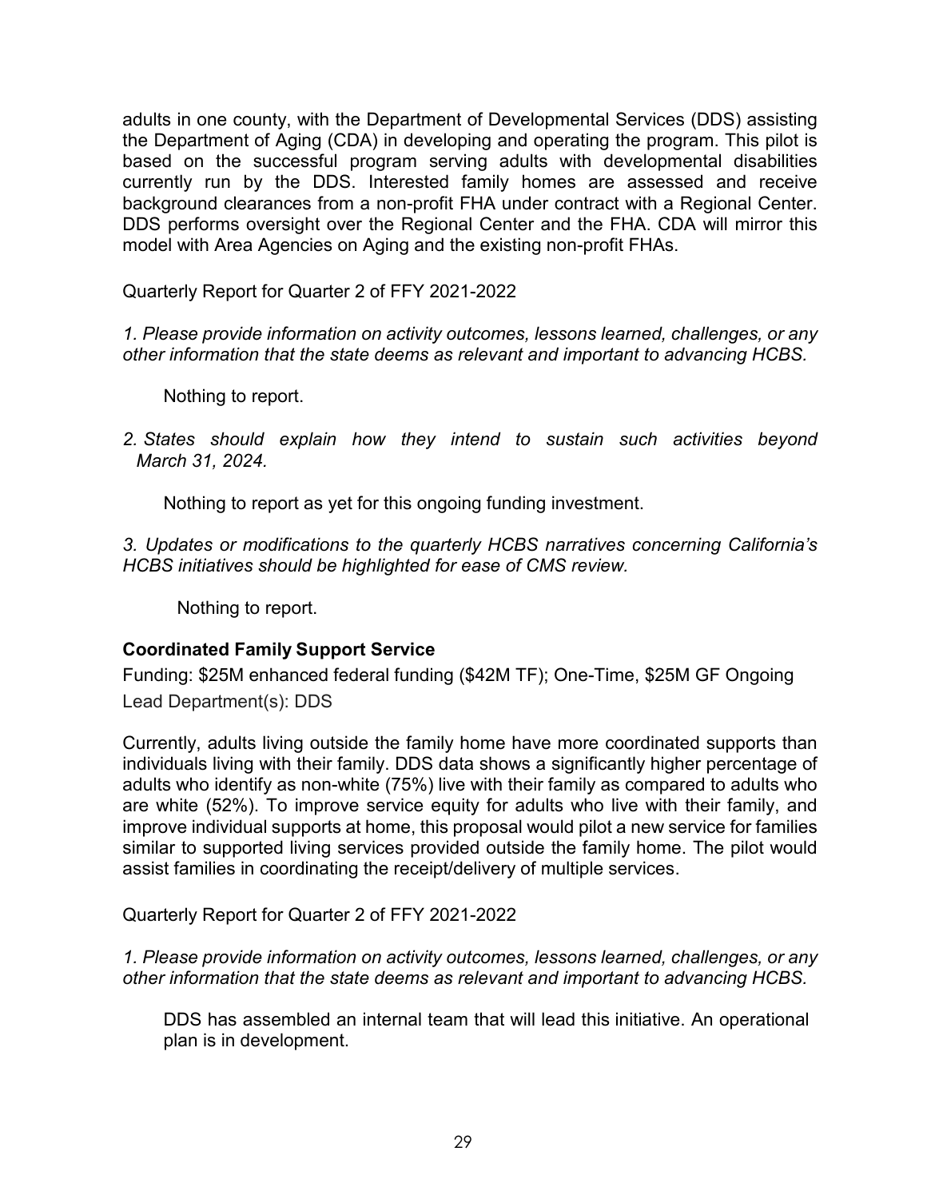adults in one county, with the Department of Developmental Services (DDS) assisting the Department of Aging (CDA) in developing and operating the program. This pilot is based on the successful program serving adults with developmental disabilities currently run by the DDS. Interested family homes are assessed and receive background clearances from a non-profit FHA under contract with a Regional Center. DDS performs oversight over the Regional Center and the FHA. CDA will mirror this model with Area Agencies on Aging and the existing non-profit FHAs.

Quarterly Report for Quarter 2 of FFY 2021-2022

*1. Please provide information on activity outcomes, lessons learned, challenges, or any other information that the state deems as relevant and important to advancing HCBS.*

Nothing to report.

*2. States should explain how they intend to sustain such activities beyond March 31, 2024.*

Nothing to report as yet for this ongoing funding investment.

*3. Updates or modifications to the quarterly HCBS narratives concerning California's HCBS initiatives should be highlighted for ease of CMS review.*

Nothing to report.

**Coordinated Family Support Service**

Funding: $25M enhanced federal funding ($42M TF); One-Time, $25M GF Ongoing

Lead Department(s): DDS

Currently, adults living outside the family home have more coordinated supports than individuals living with their family. DDS data shows a significantly higher percentage of adults who identify as non-white (75%) live with their family as compared to adults who are white (52%). To improve service equity for adults who live with their family, and improve individual supports at home, this proposal would pilot a new service for families similar to supported living services provided outside the family home. The pilot would assist families in coordinating the receipt/delivery of multiple services.

Quarterly Report for Quarter 2 of FFY 2021-2022

*1. Please provide information on activity outcomes, lessons learned, challenges, or any other information that the state deems as relevant and important to advancing HCBS.*

DDS has assembled an internal team that will lead this initiative. An operational plan is in development.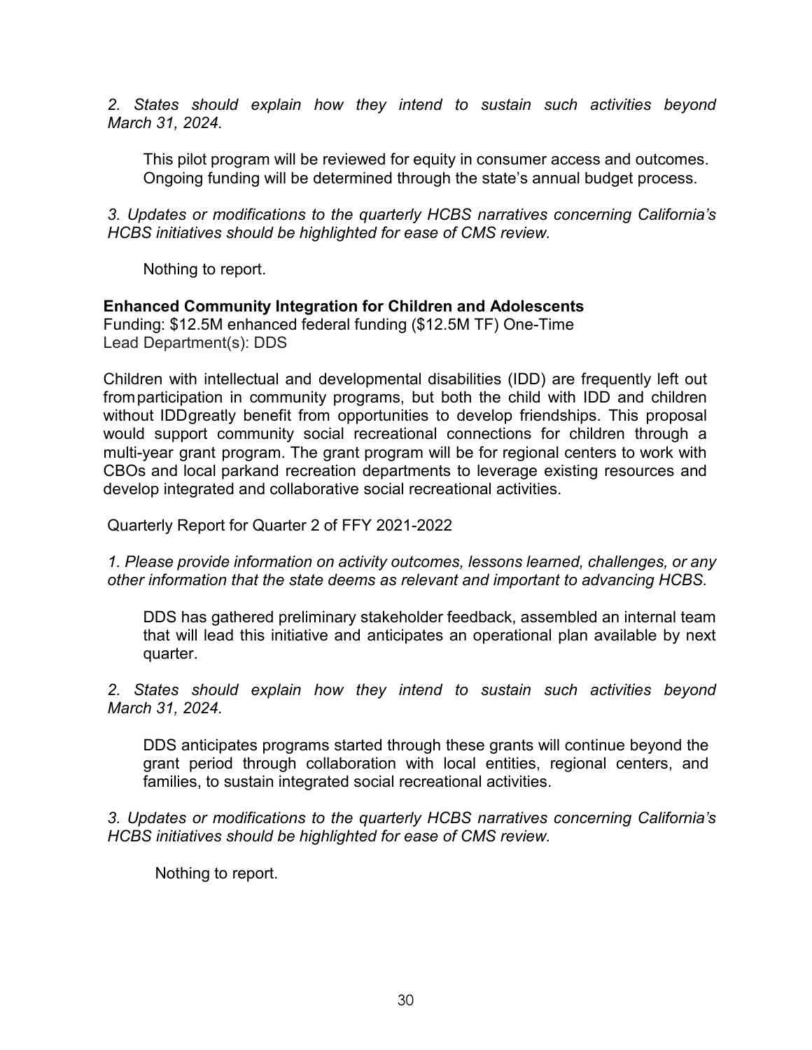*2. States should explain how they intend to sustain such activities beyond March 31, 2024.*

This pilot program will be reviewed for equity in consumer access and outcomes. Ongoing funding will be determined through the state's annual budget process.

*3. Updates or modifications to the quarterly HCBS narratives concerning California's HCBS initiatives should be highlighted for ease of CMS review.*

Nothing to report.

**Enhanced Community Integration for Children and Adolescents**
Funding: $12.5M enhanced federal funding ($12.5M TF) One-Time
Lead Department(s): DDS

Children with intellectual and developmental disabilities (IDD) are frequently left out fromparticipation in community programs, but both the child with IDD and children without IDDgreatly benefit from opportunities to develop friendships. This proposal would support community social recreational connections for children through a multi-year grant program. The grant program will be for regional centers to work with CBOs and local parkand recreation departments to leverage existing resources and develop integrated and collaborative social recreational activities.

Quarterly Report for Quarter 2 of FFY 2021-2022

*1. Please provide information on activity outcomes, lessons learned, challenges, or any other information that the state deems as relevant and important to advancing HCBS.*

DDS has gathered preliminary stakeholder feedback, assembled an internal team that will lead this initiative and anticipates an operational plan available by next quarter.

*2. States should explain how they intend to sustain such activities beyond March 31, 2024.*

DDS anticipates programs started through these grants will continue beyond the grant period through collaboration with local entities, regional centers, and families, to sustain integrated social recreational activities.

*3. Updates or modifications to the quarterly HCBS narratives concerning California's HCBS initiatives should be highlighted for ease of CMS review.*

Nothing to report.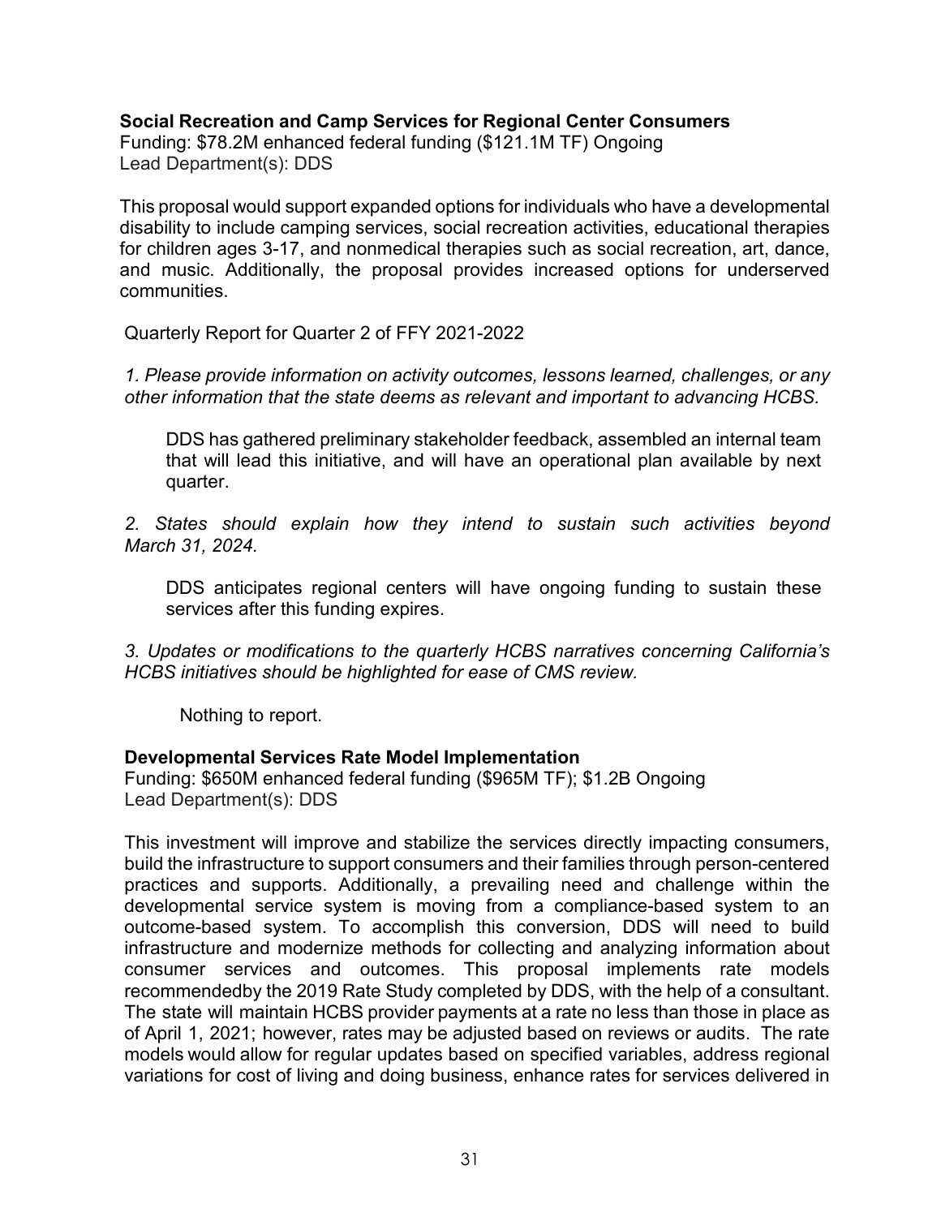**Social Recreation and Camp Services for Regional Center Consumers**
Funding: $78.2M enhanced federal funding ($121.1M TF) Ongoing
Lead Department(s): DDS

This proposal would support expanded options for individuals who have a developmental disability to include camping services, social recreation activities, educational therapies for children ages 3-17, and nonmedical therapies such as social recreation, art, dance, and music. Additionally, the proposal provides increased options for underserved communities.

Quarterly Report for Quarter 2 of FFY 2021-2022

*1. Please provide information on activity outcomes, lessons learned, challenges, or any other information that the state deems as relevant and important to advancing HCBS.*

DDS has gathered preliminary stakeholder feedback, assembled an internal team that will lead this initiative, and will have an operational plan available by next quarter.

*2. States should explain how they intend to sustain such activities beyond March 31, 2024.*

DDS anticipates regional centers will have ongoing funding to sustain these services after this funding expires.

*3. Updates or modifications to the quarterly HCBS narratives concerning California's HCBS initiatives should be highlighted for ease of CMS review.*

Nothing to report.

**Developmental Services Rate Model Implementation**
Funding: $650M enhanced federal funding ($965M TF); $1.2B Ongoing
Lead Department(s): DDS

This investment will improve and stabilize the services directly impacting consumers, build the infrastructure to support consumers and their families through person-centered practices and supports. Additionally, a prevailing need and challenge within the developmental service system is moving from a compliance-based system to an outcome-based system. To accomplish this conversion, DDS will need to build infrastructure and modernize methods for collecting and analyzing information about consumer services and outcomes. This proposal implements rate models recommendedby the 2019 Rate Study completed by DDS, with the help of a consultant. The state will maintain HCBS provider payments at a rate no less than those in place as of April 1, 2021; however, rates may be adjusted based on reviews or audits. The rate models would allow for regular updates based on specified variables, address regional variations for cost of living and doing business, enhance rates for services delivered in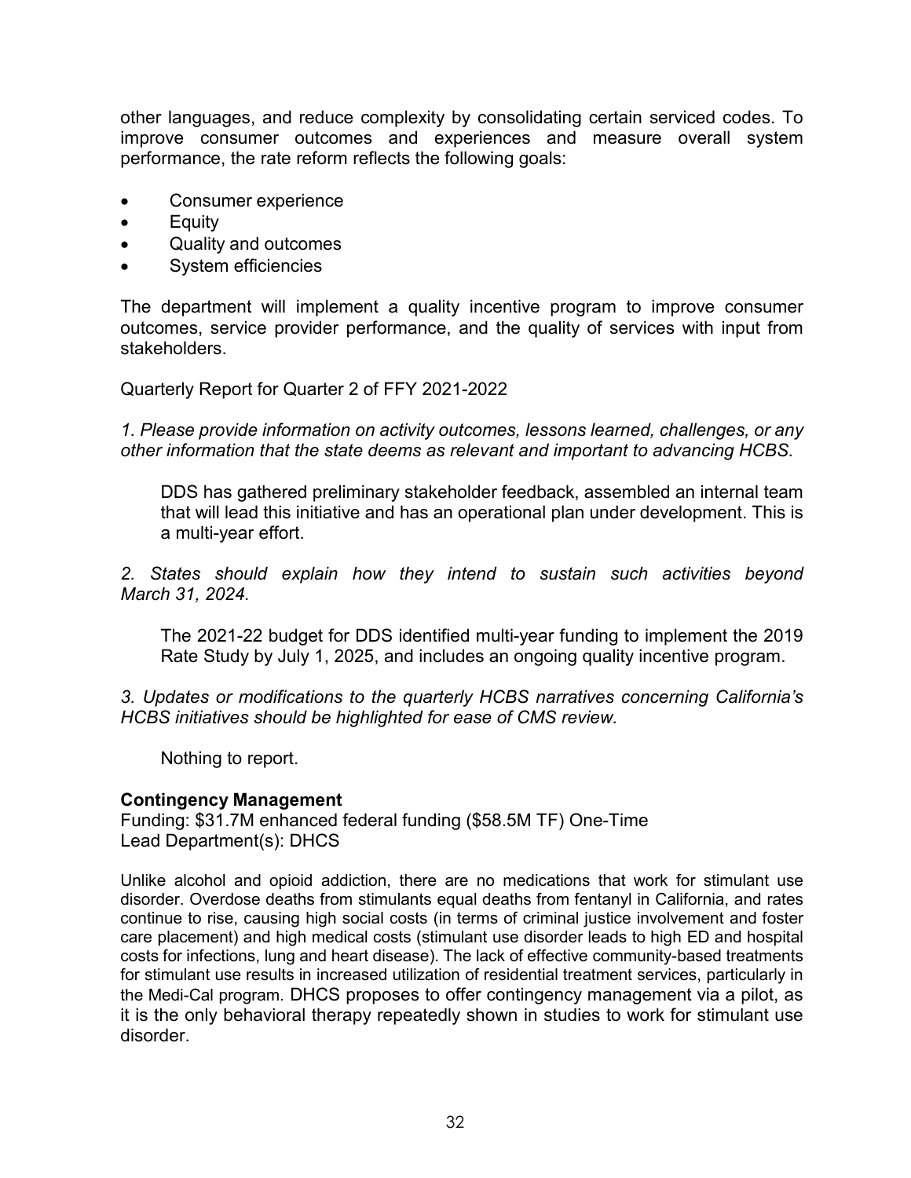other languages, and reduce complexity by consolidating certain serviced codes. To improve consumer outcomes and experiences and measure overall system performance, the rate reform reflects the following goals:

- Consumer experience
- Equity
- Quality and outcomes
- System efficiencies

The department will implement a quality incentive program to improve consumer outcomes, service provider performance, and the quality of services with input from stakeholders.

Quarterly Report for Quarter 2 of FFY 2021-2022

*1. Please provide information on activity outcomes, lessons learned, challenges, or any other information that the state deems as relevant and important to advancing HCBS.*

DDS has gathered preliminary stakeholder feedback, assembled an internal team that will lead this initiative and has an operational plan under development. This is a multi-year effort.

*2. States should explain how they intend to sustain such activities beyond March 31, 2024.*

The 2021-22 budget for DDS identified multi-year funding to implement the 2019 Rate Study by July 1, 2025, and includes an ongoing quality incentive program.

*3. Updates or modifications to the quarterly HCBS narratives concerning California's HCBS initiatives should be highlighted for ease of CMS review.*

Nothing to report.

**Contingency Management**
Funding: $31.7M enhanced federal funding ($58.5M TF) One-Time
Lead Department(s): DHCS

Unlike alcohol and opioid addiction, there are no medications that work for stimulant use disorder. Overdose deaths from stimulants equal deaths from fentanyl in California, and rates continue to rise, causing high social costs (in terms of criminal justice involvement and foster care placement) and high medical costs (stimulant use disorder leads to high ED and hospital costs for infections, lung and heart disease). The lack of effective community-based treatments for stimulant use results in increased utilization of residential treatment services, particularly in the Medi-Cal program. DHCS proposes to offer contingency management via a pilot, as it is the only behavioral therapy repeatedly shown in studies to work for stimulant use disorder.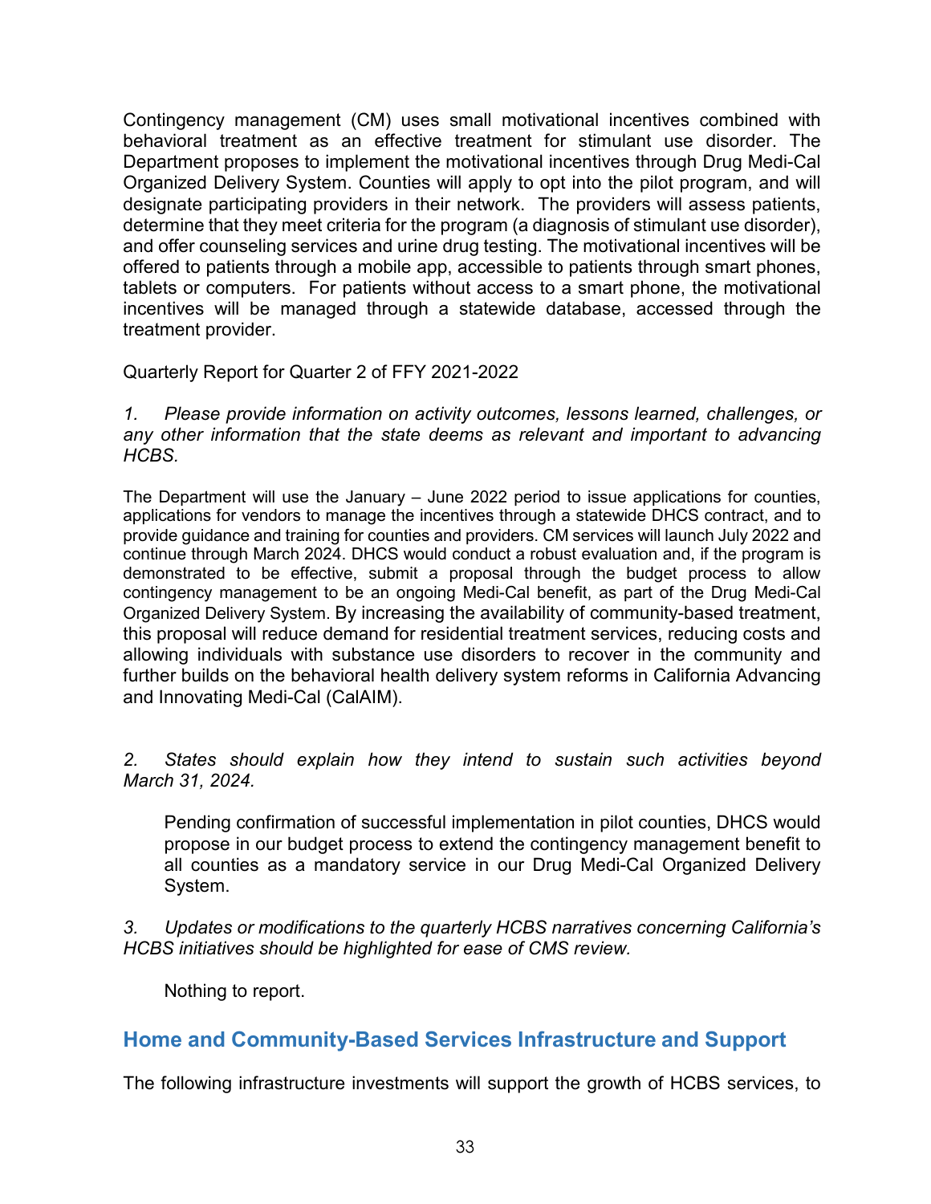Contingency management (CM) uses small motivational incentives combined with behavioral treatment as an effective treatment for stimulant use disorder. The Department proposes to implement the motivational incentives through Drug Medi-Cal Organized Delivery System. Counties will apply to opt into the pilot program, and will designate participating providers in their network. The providers will assess patients, determine that they meet criteria for the program (a diagnosis of stimulant use disorder), and offer counseling services and urine drug testing. The motivational incentives will be offered to patients through a mobile app, accessible to patients through smart phones, tablets or computers. For patients without access to a smart phone, the motivational incentives will be managed through a statewide database, accessed through the treatment provider.

Quarterly Report for Quarter 2 of FFY 2021-2022

*1. Please provide information on activity outcomes, lessons learned, challenges, or any other information that the state deems as relevant and important to advancing HCBS.*

The Department will use the January – June 2022 period to issue applications for counties, applications for vendors to manage the incentives through a statewide DHCS contract, and to provide guidance and training for counties and providers. CM services will launch July 2022 and continue through March 2024. DHCS would conduct a robust evaluation and, if the program is demonstrated to be effective, submit a proposal through the budget process to allow contingency management to be an ongoing Medi-Cal benefit, as part of the Drug Medi-Cal Organized Delivery System. By increasing the availability of community-based treatment, this proposal will reduce demand for residential treatment services, reducing costs and allowing individuals with substance use disorders to recover in the community and further builds on the behavioral health delivery system reforms in California Advancing and Innovating Medi-Cal (CalAIM).

*2. States should explain how they intend to sustain such activities beyond March 31, 2024.*

Pending confirmation of successful implementation in pilot counties, DHCS would propose in our budget process to extend the contingency management benefit to all counties as a mandatory service in our Drug Medi-Cal Organized Delivery System.

*3. Updates or modifications to the quarterly HCBS narratives concerning California's HCBS initiatives should be highlighted for ease of CMS review.*

Nothing to report.

## Home and Community-Based Services Infrastructure and Support

The following infrastructure investments will support the growth of HCBS services, to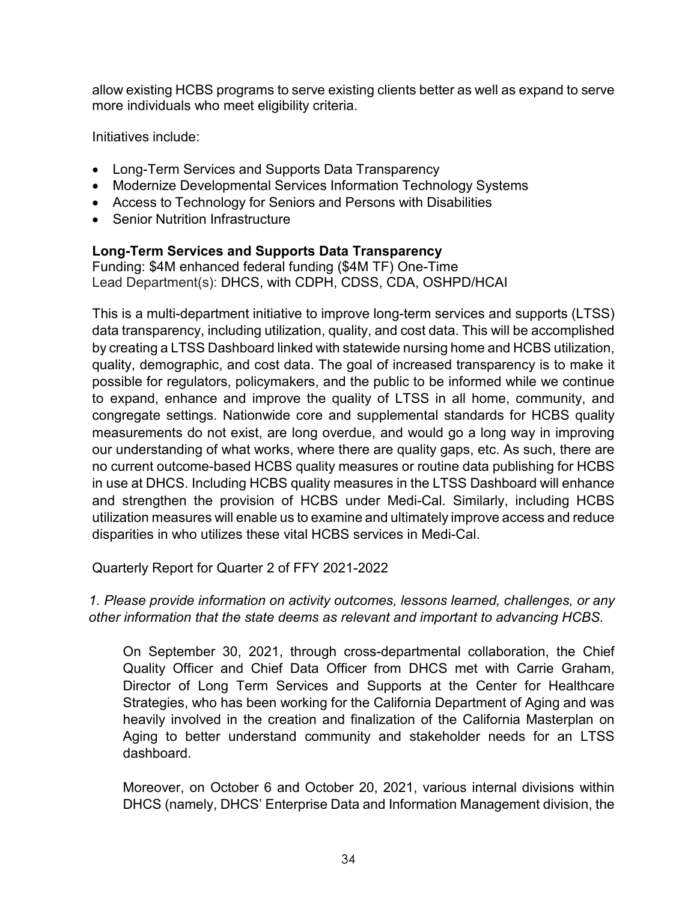allow existing HCBS programs to serve existing clients better as well as expand to serve more individuals who meet eligibility criteria.

Initiatives include:

- Long-Term Services and Supports Data Transparency
- Modernize Developmental Services Information Technology Systems
- Access to Technology for Seniors and Persons with Disabilities
- Senior Nutrition Infrastructure

**Long-Term Services and Supports Data Transparency**
Funding: $4M enhanced federal funding ($4M TF) One-Time
Lead Department(s): DHCS, with CDPH, CDSS, CDA, OSHPD/HCAI

This is a multi-department initiative to improve long-term services and supports (LTSS) data transparency, including utilization, quality, and cost data. This will be accomplished by creating a LTSS Dashboard linked with statewide nursing home and HCBS utilization, quality, demographic, and cost data. The goal of increased transparency is to make it possible for regulators, policymakers, and the public to be informed while we continue to expand, enhance and improve the quality of LTSS in all home, community, and congregate settings. Nationwide core and supplemental standards for HCBS quality measurements do not exist, are long overdue, and would go a long way in improving our understanding of what works, where there are quality gaps, etc. As such, there are no current outcome-based HCBS quality measures or routine data publishing for HCBS in use at DHCS. Including HCBS quality measures in the LTSS Dashboard will enhance and strengthen the provision of HCBS under Medi-Cal. Similarly, including HCBS utilization measures will enable us to examine and ultimately improve access and reduce disparities in who utilizes these vital HCBS services in Medi-Cal.

Quarterly Report for Quarter 2 of FFY 2021-2022

*1. Please provide information on activity outcomes, lessons learned, challenges, or any other information that the state deems as relevant and important to advancing HCBS.*

On September 30, 2021, through cross-departmental collaboration, the Chief Quality Officer and Chief Data Officer from DHCS met with Carrie Graham, Director of Long Term Services and Supports at the Center for Healthcare Strategies, who has been working for the California Department of Aging and was heavily involved in the creation and finalization of the California Masterplan on Aging to better understand community and stakeholder needs for an LTSS dashboard.

Moreover, on October 6 and October 20, 2021, various internal divisions within DHCS (namely, DHCS' Enterprise Data and Information Management division, the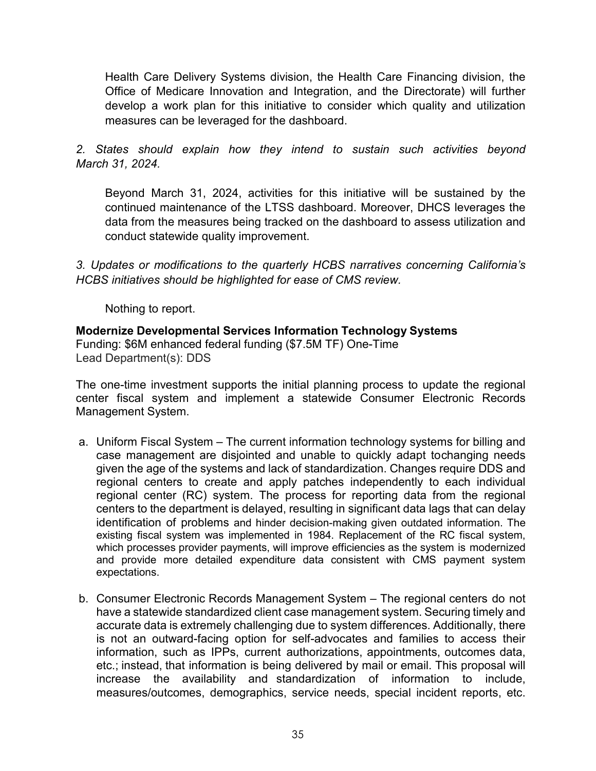Health Care Delivery Systems division, the Health Care Financing division, the Office of Medicare Innovation and Integration, and the Directorate) will further develop a work plan for this initiative to consider which quality and utilization measures can be leveraged for the dashboard.

*2. States should explain how they intend to sustain such activities beyond March 31, 2024.*

Beyond March 31, 2024, activities for this initiative will be sustained by the continued maintenance of the LTSS dashboard. Moreover, DHCS leverages the data from the measures being tracked on the dashboard to assess utilization and conduct statewide quality improvement.

*3. Updates or modifications to the quarterly HCBS narratives concerning California's HCBS initiatives should be highlighted for ease of CMS review.*

Nothing to report.

**Modernize Developmental Services Information Technology Systems**
Funding: $6M enhanced federal funding ($7.5M TF) One-Time
Lead Department(s): DDS

The one-time investment supports the initial planning process to update the regional center fiscal system and implement a statewide Consumer Electronic Records Management System.

a. Uniform Fiscal System – The current information technology systems for billing and case management are disjointed and unable to quickly adapt tochanging needs given the age of the systems and lack of standardization. Changes require DDS and regional centers to create and apply patches independently to each individual regional center (RC) system. The process for reporting data from the regional centers to the department is delayed, resulting in significant data lags that can delay identification of problems and hinder decision-making given outdated information. The existing fiscal system was implemented in 1984. Replacement of the RC fiscal system, which processes provider payments, will improve efficiencies as the system is modernized and provide more detailed expenditure data consistent with CMS payment system expectations.

b. Consumer Electronic Records Management System – The regional centers do not have a statewide standardized client case management system. Securing timely and accurate data is extremely challenging due to system differences. Additionally, there is not an outward-facing option for self-advocates and families to access their information, such as IPPs, current authorizations, appointments, outcomes data, etc.; instead, that information is being delivered by mail or email. This proposal will increase the availability and standardization of information to include, measures/outcomes, demographics, service needs, special incident reports, etc.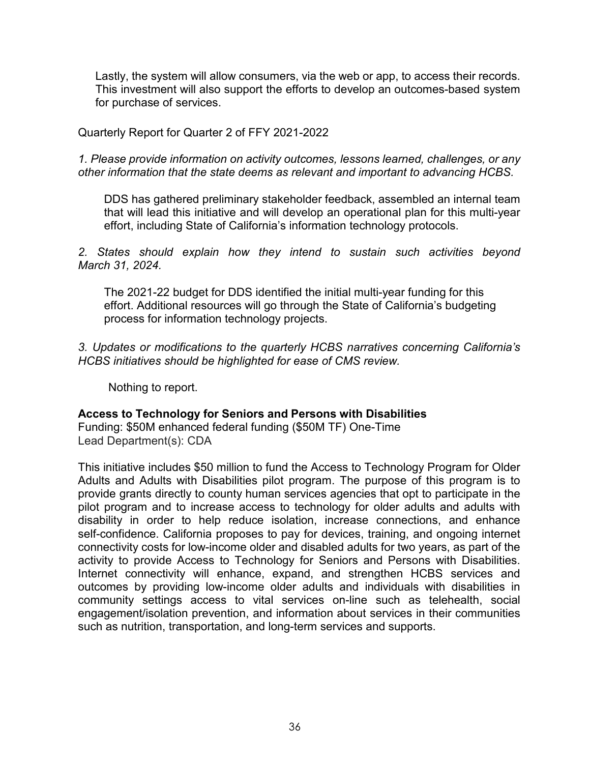Lastly, the system will allow consumers, via the web or app, to access their records. This investment will also support the efforts to develop an outcomes-based system for purchase of services.

Quarterly Report for Quarter 2 of FFY 2021-2022

*1. Please provide information on activity outcomes, lessons learned, challenges, or any other information that the state deems as relevant and important to advancing HCBS.*

DDS has gathered preliminary stakeholder feedback, assembled an internal team that will lead this initiative and will develop an operational plan for this multi-year effort, including State of California's information technology protocols.

*2. States should explain how they intend to sustain such activities beyond March 31, 2024.*

The 2021-22 budget for DDS identified the initial multi-year funding for this effort. Additional resources will go through the State of California's budgeting process for information technology projects.

*3. Updates or modifications to the quarterly HCBS narratives concerning California's HCBS initiatives should be highlighted for ease of CMS review.*

Nothing to report.

**Access to Technology for Seniors and Persons with Disabilities**
Funding: $50M enhanced federal funding ($50M TF) One-Time
Lead Department(s): CDA

This initiative includes $50 million to fund the Access to Technology Program for Older Adults and Adults with Disabilities pilot program. The purpose of this program is to provide grants directly to county human services agencies that opt to participate in the pilot program and to increase access to technology for older adults and adults with disability in order to help reduce isolation, increase connections, and enhance self-confidence. California proposes to pay for devices, training, and ongoing internet connectivity costs for low-income older and disabled adults for two years, as part of the activity to provide Access to Technology for Seniors and Persons with Disabilities. Internet connectivity will enhance, expand, and strengthen HCBS services and outcomes by providing low-income older adults and individuals with disabilities in community settings access to vital services on-line such as telehealth, social engagement/isolation prevention, and information about services in their communities such as nutrition, transportation, and long-term services and supports.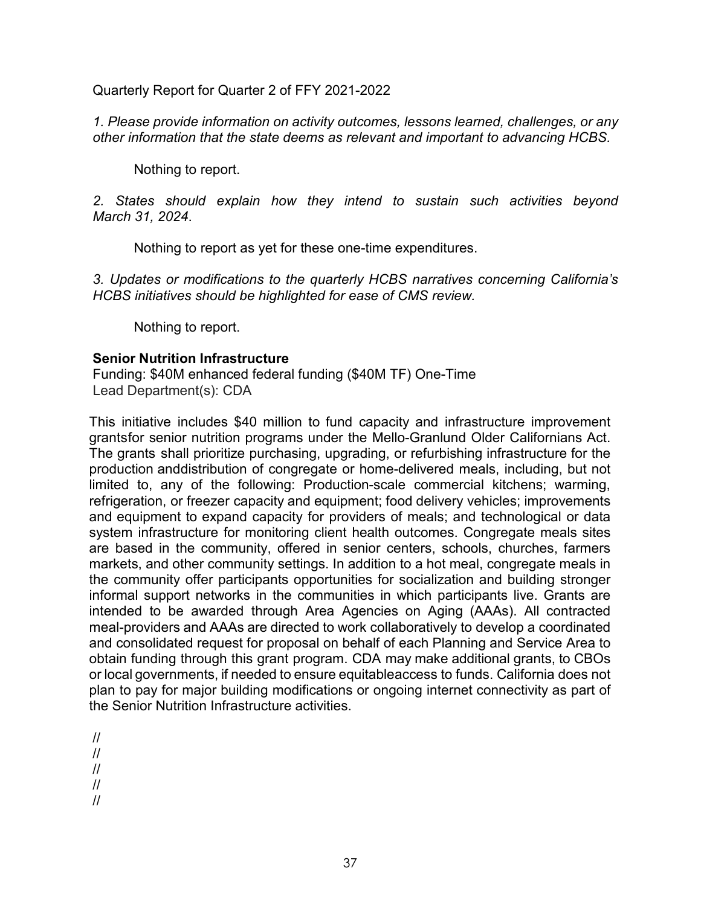Quarterly Report for Quarter 2 of FFY 2021-2022

*1. Please provide information on activity outcomes, lessons learned, challenges, or any other information that the state deems as relevant and important to advancing HCBS.*

Nothing to report.

*2. States should explain how they intend to sustain such activities beyond March 31, 2024*.

Nothing to report as yet for these one-time expenditures.

*3. Updates or modifications to the quarterly HCBS narratives concerning California's HCBS initiatives should be highlighted for ease of CMS review.*

Nothing to report.

**Senior Nutrition Infrastructure**
Funding: $40M enhanced federal funding ($40M TF) One-Time
Lead Department(s): CDA

This initiative includes $40 million to fund capacity and infrastructure improvement grantsfor senior nutrition programs under the Mello-Granlund Older Californians Act. The grants shall prioritize purchasing, upgrading, or refurbishing infrastructure for the production anddistribution of congregate or home-delivered meals, including, but not limited to, any of the following: Production-scale commercial kitchens; warming, refrigeration, or freezer capacity and equipment; food delivery vehicles; improvements and equipment to expand capacity for providers of meals; and technological or data system infrastructure for monitoring client health outcomes. Congregate meals sites are based in the community, offered in senior centers, schools, churches, farmers markets, and other community settings. In addition to a hot meal, congregate meals in the community offer participants opportunities for socialization and building stronger informal support networks in the communities in which participants live. Grants are intended to be awarded through Area Agencies on Aging (AAAs). All contracted meal-providers and AAAs are directed to work collaboratively to develop a coordinated and consolidated request for proposal on behalf of each Planning and Service Area to obtain funding through this grant program. CDA may make additional grants, to CBOs or local governments, if needed to ensure equitableaccess to funds. California does not plan to pay for major building modifications or ongoing internet connectivity as part of the Senior Nutrition Infrastructure activities.

//
//
//
//
//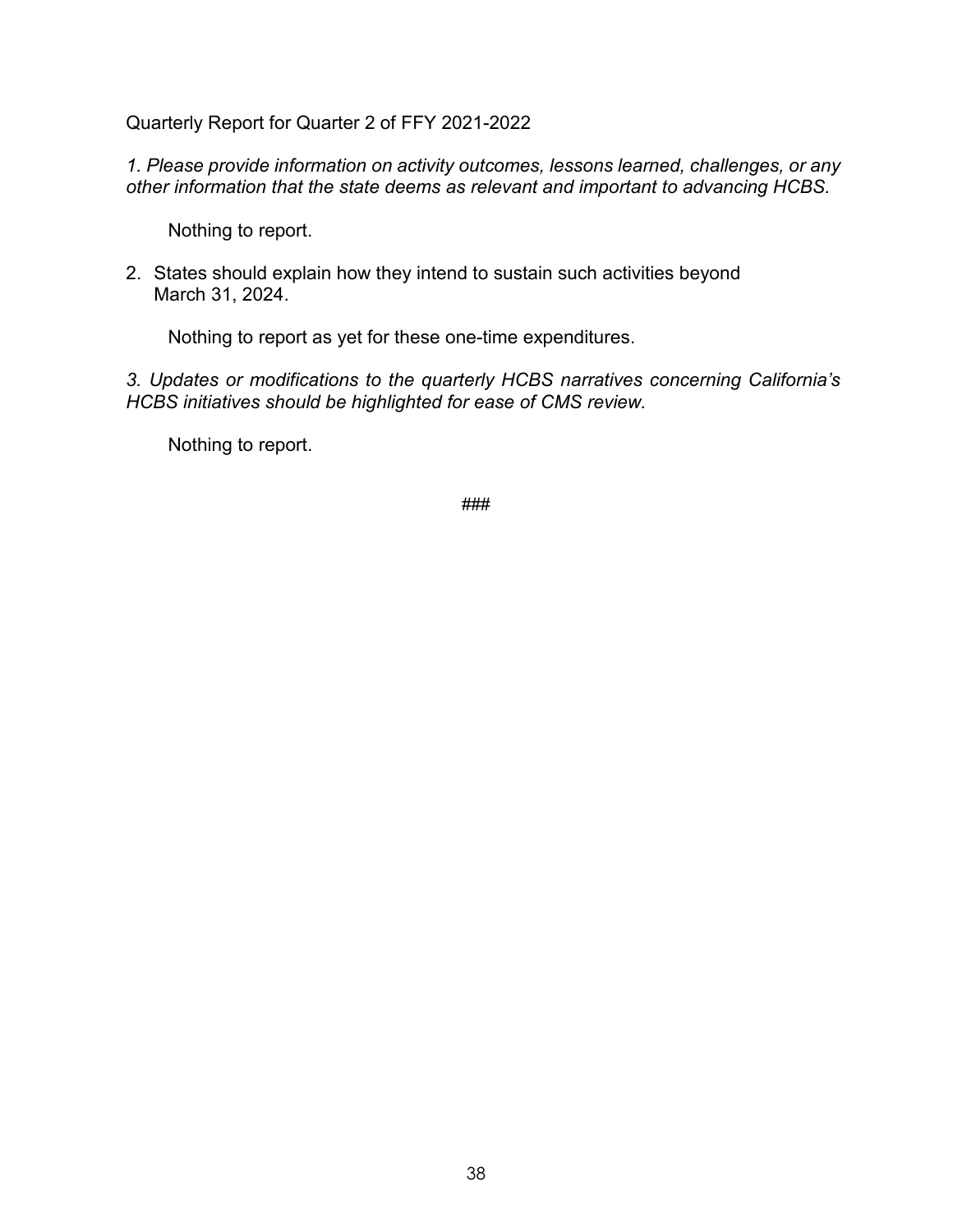Quarterly Report for Quarter 2 of FFY 2021-2022

*1. Please provide information on activity outcomes, lessons learned, challenges, or any other information that the state deems as relevant and important to advancing HCBS.*

Nothing to report.

2. States should explain how they intend to sustain such activities beyond March 31, 2024.

Nothing to report as yet for these one-time expenditures.

*3. Updates or modifications to the quarterly HCBS narratives concerning California's HCBS initiatives should be highlighted for ease of CMS review.*

Nothing to report.

###